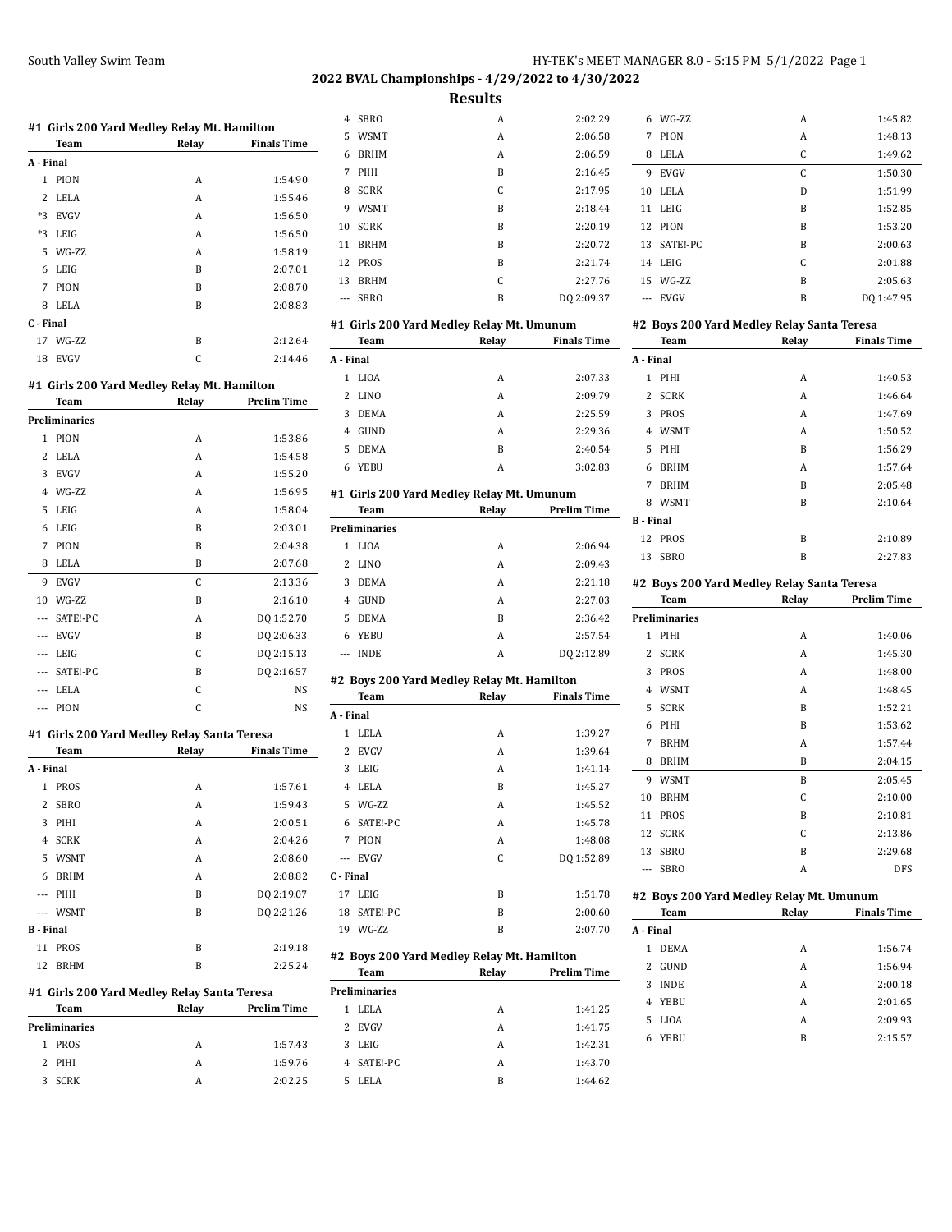## 2022 BVAL Championships - 4/29/2022 to 4/30/2022

### Results

#### #1 Girls 200 Yard Medley Relay Mt. Hamilton

| | Team | Relay | Finals Time |
|---|---|---|---|
| **A - Final** | | | |
| 1 | PION | A | 1:54.90 |
| 2 | LELA | A | 1:55.46 |
| *3 | EVGV | A | 1:56.50 |
| *3 | LEIG | A | 1:56.50 |
| 5 | WG-ZZ | A | 1:58.19 |
| 6 | LEIG | B | 2:07.01 |
| 7 | PION | B | 2:08.70 |
| 8 | LELA | B | 2:08.83 |
| **C - Final** | | | |
| 17 | WG-ZZ | B | 2:12.64 |
| 18 | EVGV | C | 2:14.46 |

#### #1 Girls 200 Yard Medley Relay Mt. Hamilton

| | Team | Relay | Prelim Time |
|---|---|---|---|
| **Preliminaries** | | | |
| 1 | PION | A | 1:53.86 |
| 2 | LELA | A | 1:54.58 |
| 3 | EVGV | A | 1:55.20 |
| 4 | WG-ZZ | A | 1:56.95 |
| 5 | LEIG | A | 1:58.04 |
| 6 | LEIG | B | 2:03.01 |
| 7 | PION | B | 2:04.38 |
| 8 | LELA | B | 2:07.68 |
| 9 | EVGV | C | 2:13.36 |
| 10 | WG-ZZ | B | 2:16.10 |
| --- | SATE!-PC | A | DQ 1:52.70 |
| --- | EVGV | B | DQ 2:06.33 |
| --- | LEIG | C | DQ 2:15.13 |
| --- | SATE!-PC | B | DQ 2:16.57 |
| --- | LELA | C | NS |
| --- | PION | C | NS |

#### #1 Girls 200 Yard Medley Relay Santa Teresa

| | Team | Relay | Finals Time |
|---|---|---|---|
| **A - Final** | | | |
| 1 | PROS | A | 1:57.61 |
| 2 | SBRO | A | 1:59.43 |
| 3 | PIHI | A | 2:00.51 |
| 4 | SCRK | A | 2:04.26 |
| 5 | WSMT | A | 2:08.60 |
| 6 | BRHM | A | 2:08.82 |
| --- | PIHI | B | DQ 2:19.07 |
| --- | WSMT | B | DQ 2:21.26 |
| **B - Final** | | | |
| 11 | PROS | B | 2:19.18 |
| 12 | BRHM | B | 2:25.24 |

#### #1 Girls 200 Yard Medley Relay Santa Teresa

| | Team | Relay | Prelim Time |
|---|---|---|---|
| **Preliminaries** | | | |
| 1 | PROS | A | 1:57.43 |
| 2 | PIHI | A | 1:59.76 |
| 3 | SCRK | A | 2:02.25 |
| 4 | SBRO | A | 2:02.29 |
| 5 | WSMT | A | 2:06.58 |
| 6 | BRHM | A | 2:06.59 |
| 7 | PIHI | B | 2:16.45 |
| 8 | SCRK | C | 2:17.95 |
| 9 | WSMT | B | 2:18.44 |
| 10 | SCRK | B | 2:20.19 |
| 11 | BRHM | B | 2:20.72 |
| 12 | PROS | B | 2:21.74 |
| 13 | BRHM | C | 2:27.76 |
| --- | SBRO | B | DQ 2:09.37 |

#### #1 Girls 200 Yard Medley Relay Mt. Umunum

| | Team | Relay | Finals Time |
|---|---|---|---|
| **A - Final** | | | |
| 1 | LIOA | A | 2:07.33 |
| 2 | LINO | A | 2:09.79 |
| 3 | DEMA | A | 2:25.59 |
| 4 | GUND | A | 2:29.36 |
| 5 | DEMA | B | 2:40.54 |
| 6 | YEBU | A | 3:02.83 |

#### #1 Girls 200 Yard Medley Relay Mt. Umunum

| | Team | Relay | Prelim Time |
|---|---|---|---|
| **Preliminaries** | | | |
| 1 | LIOA | A | 2:06.94 |
| 2 | LINO | A | 2:09.43 |
| 3 | DEMA | A | 2:21.18 |
| 4 | GUND | A | 2:27.03 |
| 5 | DEMA | B | 2:36.42 |
| 6 | YEBU | A | 2:57.54 |
| --- | INDE | A | DQ 2:12.89 |

#### #2 Boys 200 Yard Medley Relay Mt. Hamilton

| | Team | Relay | Finals Time |
|---|---|---|---|
| **A - Final** | | | |
| 1 | LELA | A | 1:39.27 |
| 2 | EVGV | A | 1:39.64 |
| 3 | LEIG | A | 1:41.14 |
| 4 | LELA | B | 1:45.27 |
| 5 | WG-ZZ | A | 1:45.52 |
| 6 | SATE!-PC | A | 1:45.78 |
| 7 | PION | A | 1:48.08 |
| --- | EVGV | C | DQ 1:52.89 |
| **C - Final** | | | |
| 17 | LEIG | B | 1:51.78 |
| 18 | SATE!-PC | B | 2:00.60 |
| 19 | WG-ZZ | B | 2:07.70 |

#### #2 Boys 200 Yard Medley Relay Mt. Hamilton

| | Team | Relay | Prelim Time |
|---|---|---|---|
| **Preliminaries** | | | |
| 1 | LELA | A | 1:41.25 |
| 2 | EVGV | A | 1:41.75 |
| 3 | LEIG | A | 1:42.31 |
| 4 | SATE!-PC | A | 1:43.70 |
| 5 | LELA | B | 1:44.62 |
| 6 | WG-ZZ | A | 1:45.82 |
| 7 | PION | A | 1:48.13 |
| 8 | LELA | C | 1:49.62 |
| 9 | EVGV | C | 1:50.30 |
| 10 | LELA | D | 1:51.99 |
| 11 | LEIG | B | 1:52.85 |
| 12 | PION | B | 1:53.20 |
| 13 | SATE!-PC | B | 2:00.63 |
| 14 | LEIG | C | 2:01.88 |
| 15 | WG-ZZ | B | 2:05.63 |
| --- | EVGV | B | DQ 1:47.95 |

#### #2 Boys 200 Yard Medley Relay Santa Teresa

| | Team | Relay | Finals Time |
|---|---|---|---|
| **A - Final** | | | |
| 1 | PIHI | A | 1:40.53 |
| 2 | SCRK | A | 1:46.64 |
| 3 | PROS | A | 1:47.69 |
| 4 | WSMT | A | 1:50.52 |
| 5 | PIHI | B | 1:56.29 |
| 6 | BRHM | A | 1:57.64 |
| 7 | BRHM | B | 2:05.48 |
| 8 | WSMT | B | 2:10.64 |
| **B - Final** | | | |
| 12 | PROS | B | 2:10.89 |
| 13 | SBRO | B | 2:27.83 |

#### #2 Boys 200 Yard Medley Relay Santa Teresa

| | Team | Relay | Prelim Time |
|---|---|---|---|
| **Preliminaries** | | | |
| 1 | PIHI | A | 1:40.06 |
| 2 | SCRK | A | 1:45.30 |
| 3 | PROS | A | 1:48.00 |
| 4 | WSMT | A | 1:48.45 |
| 5 | SCRK | B | 1:52.21 |
| 6 | PIHI | B | 1:53.62 |
| 7 | BRHM | A | 1:57.44 |
| 8 | BRHM | B | 2:04.15 |
| 9 | WSMT | B | 2:05.45 |
| 10 | BRHM | C | 2:10.00 |
| 11 | PROS | B | 2:10.81 |
| 12 | SCRK | C | 2:13.86 |
| 13 | SBRO | B | 2:29.68 |
| --- | SBRO | A | DFS |

#### #2 Boys 200 Yard Medley Relay Mt. Umunum

| | Team | Relay | Finals Time |
|---|---|---|---|
| **A - Final** | | | |
| 1 | DEMA | A | 1:56.74 |
| 2 | GUND | A | 1:56.94 |
| 3 | INDE | A | 2:00.18 |
| 4 | YEBU | A | 2:01.65 |
| 5 | LIOA | A | 2:09.93 |
| 6 | YEBU | B | 2:15.57 |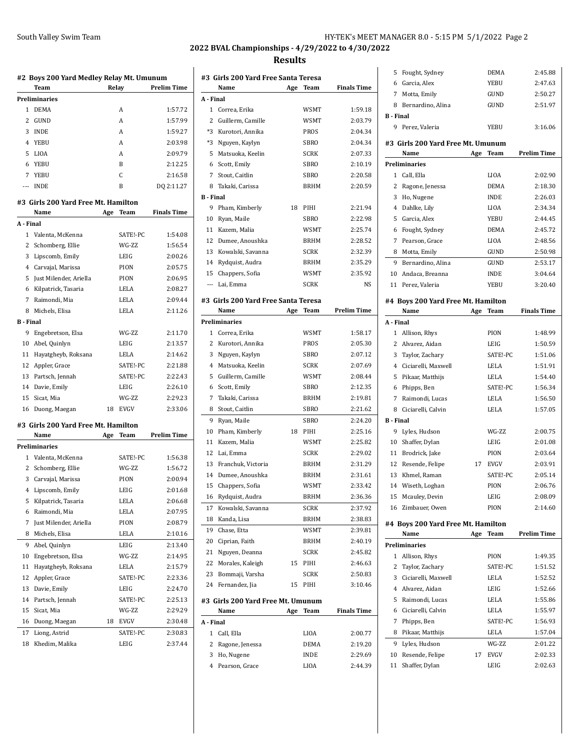## 2022 BVAL Championships - 4/29/2022 to 4/30/2022

## Results

### #2 Boys 200 Yard Medley Relay Mt. Umunum

| | Team | Relay | Prelim Time |
|---|---|---|---|
| **Preliminaries** | | | |
| 1 | DEMA | A | 1:57.72 |
| 2 | GUND | A | 1:57.99 |
| 3 | INDE | A | 1:59.27 |
| 4 | YEBU | A | 2:03.98 |
| 5 | LIOA | A | 2:09.79 |
| 6 | YEBU | B | 2:12.25 |
| 7 | YEBU | C | 2:16.58 |
| --- | INDE | B | DQ 2:11.27 |

### #3 Girls 200 Yard Free Mt. Hamilton

| | Name | Age | Team | Finals Time |
|---|---|---|---|---|
| **A - Final** | | | | |
| 1 | Valenta, McKenna | | SATE!-PC | 1:54.08 |
| 2 | Schomberg, Ellie | | WG-ZZ | 1:56.54 |
| 3 | Lipscomb, Emily | | LEIG | 2:00.26 |
| 4 | Carvajal, Marissa | | PION | 2:05.75 |
| 5 | Just Milender, Ariella | | PION | 2:06.95 |
| 6 | Kilpatrick, Tasaria | | LELA | 2:08.27 |
| 7 | Raimondi, Mia | | LELA | 2:09.44 |
| 8 | Michels, Elisa | | LELA | 2:11.26 |
| **B - Final** | | | | |
| 9 | Engebretson, Elsa | | WG-ZZ | 2:11.70 |
| 10 | Abel, Quinlyn | | LEIG | 2:13.57 |
| 11 | Hayatgheyb, Roksana | | LELA | 2:14.62 |
| 12 | Appler, Grace | | SATE!-PC | 2:21.88 |
| 13 | Partsch, Jennah | | SATE!-PC | 2:22.43 |
| 14 | Davie, Emily | | LEIG | 2:26.10 |
| 15 | Sicat, Mia | | WG-ZZ | 2:29.23 |
| 16 | Duong, Maegan | 18 | EVGV | 2:33.06 |

### #3 Girls 200 Yard Free Mt. Hamilton

| | Name | Age | Team | Prelim Time |
|---|---|---|---|---|
| **Preliminaries** | | | | |
| 1 | Valenta, McKenna | | SATE!-PC | 1:56.38 |
| 2 | Schomberg, Ellie | | WG-ZZ | 1:56.72 |
| 3 | Carvajal, Marissa | | PION | 2:00.94 |
| 4 | Lipscomb, Emily | | LEIG | 2:01.68 |
| 5 | Kilpatrick, Tasaria | | LELA | 2:06.68 |
| 6 | Raimondi, Mia | | LELA | 2:07.95 |
| 7 | Just Milender, Ariella | | PION | 2:08.79 |
| 8 | Michels, Elisa | | LELA | 2:10.16 |
| 9 | Abel, Quinlyn | | LEIG | 2:13.40 |
| 10 | Engebretson, Elsa | | WG-ZZ | 2:14.95 |
| 11 | Hayatgheyb, Roksana | | LELA | 2:15.79 |
| 12 | Appler, Grace | | SATE!-PC | 2:23.36 |
| 13 | Davie, Emily | | LEIG | 2:24.70 |
| 14 | Partsch, Jennah | | SATE!-PC | 2:25.13 |
| 15 | Sicat, Mia | | WG-ZZ | 2:29.29 |
| 16 | Duong, Maegan | 18 | EVGV | 2:30.48 |
| 17 | Liong, Astrid | | SATE!-PC | 2:30.83 |
| 18 | Khedim, Malika | | LEIG | 2:37.44 |

### #3 Girls 200 Yard Free Santa Teresa

| | Name | Age | Team | Finals Time |
|---|---|---|---|---|
| **A - Final** | | | | |
| 1 | Correa, Erika | | WSMT | 1:59.18 |
| 2 | Guillerm, Camille | | WSMT | 2:03.79 |
| *3 | Kurotori, Annika | | PROS | 2:04.34 |
| *3 | Nguyen, Kaylyn | | SBRO | 2:04.34 |
| 5 | Matsuoka, Keelin | | SCRK | 2:07.33 |
| 6 | Scott, Emily | | SBRO | 2:10.19 |
| 7 | Stout, Caitlin | | SBRO | 2:20.58 |
| 8 | Takaki, Carissa | | BRHM | 2:20.59 |
| **B - Final** | | | | |
| 9 | Pham, Kimberly | 18 | PIHI | 2:21.94 |
| 10 | Ryan, Maile | | SBRO | 2:22.98 |
| 11 | Kazem, Malia | | WSMT | 2:25.74 |
| 12 | Dumee, Anoushka | | BRHM | 2:28.52 |
| 13 | Kowalski, Savanna | | SCRK | 2:32.39 |
| 14 | Rydquist, Audra | | BRHM | 2:35.29 |
| 15 | Chappers, Sofia | | WSMT | 2:35.92 |
| --- | Lai, Emma | | SCRK | NS |

### #3 Girls 200 Yard Free Santa Teresa

| | Name | Age | Team | Prelim Time |
|---|---|---|---|---|
| **Preliminaries** | | | | |
| 1 | Correa, Erika | | WSMT | 1:58.17 |
| 2 | Kurotori, Annika | | PROS | 2:05.30 |
| 3 | Nguyen, Kaylyn | | SBRO | 2:07.12 |
| 4 | Matsuoka, Keelin | | SCRK | 2:07.69 |
| 5 | Guillerm, Camille | | WSMT | 2:08.44 |
| 6 | Scott, Emily | | SBRO | 2:12.35 |
| 7 | Takaki, Carissa | | BRHM | 2:19.81 |
| 8 | Stout, Caitlin | | SBRO | 2:21.62 |
| 9 | Ryan, Maile | | SBRO | 2:24.20 |
| 10 | Pham, Kimberly | 18 | PIHI | 2:25.16 |
| 11 | Kazem, Malia | | WSMT | 2:25.82 |
| 12 | Lai, Emma | | SCRK | 2:29.02 |
| 13 | Franchuk, Victoria | | BRHM | 2:31.29 |
| 14 | Dumee, Anoushka | | BRHM | 2:31.61 |
| 15 | Chappers, Sofia | | WSMT | 2:33.42 |
| 16 | Rydquist, Audra | | BRHM | 2:36.36 |
| 17 | Kowalski, Savanna | | SCRK | 2:37.92 |
| 18 | Kanda, Lisa | | BRHM | 2:38.83 |
| 19 | Chase, Etta | | WSMT | 2:39.81 |
| 20 | Ciprian, Faith | | BRHM | 2:40.19 |
| 21 | Nguyen, Deanna | | SCRK | 2:45.82 |
| 22 | Morales, Kaleigh | 15 | PIHI | 2:46.63 |
| 23 | Bommaji, Varsha | | SCRK | 2:50.83 |
| 24 | Fernandez, Jia | 15 | PIHI | 3:10.46 |

### #3 Girls 200 Yard Free Mt. Umunum

| | Name | Age | Team | Finals Time |
|---|---|---|---|---|
| **A - Final** | | | | |
| 1 | Call, Ella | | LIOA | 2:00.77 |
| 2 | Ragone, Jenessa | | DEMA | 2:19.20 |
| 3 | Ho, Nugene | | INDE | 2:29.69 |
| 4 | Pearson, Grace | | LIOA | 2:44.39 |
| 5 | Fought, Sydney | | DEMA | 2:45.88 |
| 6 | Garcia, Alex | | YEBU | 2:47.63 |
| 7 | Motta, Emily | | GUND | 2:50.27 |
| 8 | Bernardino, Alina | | GUND | 2:51.97 |
| **B - Final** | | | | |
| 9 | Perez, Valeria | | YEBU | 3:16.06 |

### #3 Girls 200 Yard Free Mt. Umunum

| | Name | Age | Team | Prelim Time |
|---|---|---|---|---|
| **Preliminaries** | | | | |
| 1 | Call, Ella | | LIOA | 2:02.90 |
| 2 | Ragone, Jenessa | | DEMA | 2:18.30 |
| 3 | Ho, Nugene | | INDE | 2:26.03 |
| 4 | Dahlke, Lily | | LIOA | 2:34.34 |
| 5 | Garcia, Alex | | YEBU | 2:44.45 |
| 6 | Fought, Sydney | | DEMA | 2:45.72 |
| 7 | Pearson, Grace | | LIOA | 2:48.56 |
| 8 | Motta, Emily | | GUND | 2:50.98 |
| 9 | Bernardino, Alina | | GUND | 2:53.17 |
| 10 | Andaca, Breanna | | INDE | 3:04.64 |
| 11 | Perez, Valeria | | YEBU | 3:20.40 |

### #4 Boys 200 Yard Free Mt. Hamilton

| | Name | Age | Team | Finals Time |
|---|---|---|---|---|
| **A - Final** | | | | |
| 1 | Allison, Rhys | | PION | 1:48.99 |
| 2 | Alvarez, Aidan | | LEIG | 1:50.59 |
| 3 | Taylor, Zachary | | SATE!-PC | 1:51.06 |
| 4 | Ciciarelli, Maxwell | | LELA | 1:51.91 |
| 5 | Pikaar, Matthijs | | LELA | 1:54.40 |
| 6 | Phipps, Ben | | SATE!-PC | 1:56.34 |
| 7 | Raimondi, Lucas | | LELA | 1:56.50 |
| 8 | Ciciarelli, Calvin | | LELA | 1:57.05 |
| **B - Final** | | | | |
| 9 | Lyles, Hudson | | WG-ZZ | 2:00.75 |
| 10 | Shaffer, Dylan | | LEIG | 2:01.08 |
| 11 | Brodrick, Jake | | PION | 2:03.64 |
| 12 | Resende, Felipe | 17 | EVGV | 2:03.91 |
| 13 | Khmel, Raman | | SATE!-PC | 2:05.14 |
| 14 | Wiseth, Loghan | | PION | 2:06.76 |
| 15 | Mcauley, Devin | | LEIG | 2:08.09 |
| 16 | Zimbauer, Owen | | PION | 2:14.60 |

### #4 Boys 200 Yard Free Mt. Hamilton

| | Name | Age | Team | Prelim Time |
|---|---|---|---|---|
| **Preliminaries** | | | | |
| 1 | Allison, Rhys | | PION | 1:49.35 |
| 2 | Taylor, Zachary | | SATE!-PC | 1:51.52 |
| 3 | Ciciarelli, Maxwell | | LELA | 1:52.52 |
| 4 | Alvarez, Aidan | | LEIG | 1:52.66 |
| 5 | Raimondi, Lucas | | LELA | 1:55.86 |
| 6 | Ciciarelli, Calvin | | LELA | 1:55.97 |
| 7 | Phipps, Ben | | SATE!-PC | 1:56.93 |
| 8 | Pikaar, Matthijs | | LELA | 1:57.04 |
| 9 | Lyles, Hudson | | WG-ZZ | 2:01.22 |
| 10 | Resende, Felipe | 17 | EVGV | 2:02.33 |
| 11 | Shaffer, Dylan | | LEIG | 2:02.63 |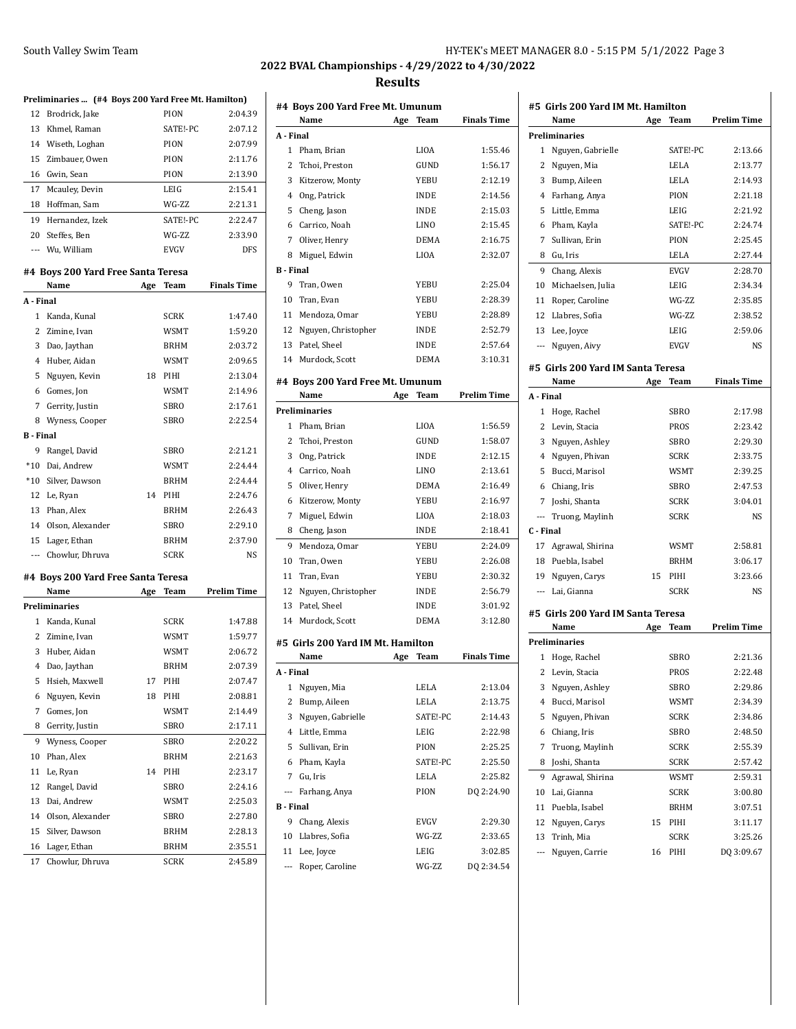## 2022 BVAL Championships - 4/29/2022 to 4/30/2022

## Results

**Preliminaries ... (#4 Boys 200 Yard Free Mt. Hamilton)**

| | Name | Age | Team | Prelim Time |
|---|---|---|---|---|
| 12 | Brodrick, Jake | | PION | 2:04.39 |
| 13 | Khmel, Raman | | SATE!-PC | 2:07.12 |
| 14 | Wiseth, Loghan | | PION | 2:07.99 |
| 15 | Zimbauer, Owen | | PION | 2:11.76 |
| 16 | Gwin, Sean | | PION | 2:13.90 |
| 17 | Mcauley, Devin | | LEIG | 2:15.41 |
| 18 | Hoffman, Sam | | WG-ZZ | 2:21.31 |
| 19 | Hernandez, Izek | | SATE!-PC | 2:22.47 |
| 20 | Steffes, Ben | | WG-ZZ | 2:33.90 |
| --- | Wu, William | | EVGV | DFS |

### #4 Boys 200 Yard Free Santa Teresa

| | Name | Age | Team | Finals Time |
|---|---|---|---|---|
| **A - Final** | | | | |
| 1 | Kanda, Kunal | | SCRK | 1:47.40 |
| 2 | Zimine, Ivan | | WSMT | 1:59.20 |
| 3 | Dao, Jaythan | | BRHM | 2:03.72 |
| 4 | Huber, Aidan | | WSMT | 2:09.65 |
| 5 | Nguyen, Kevin | 18 | PIHI | 2:13.04 |
| 6 | Gomes, Jon | | WSMT | 2:14.96 |
| 7 | Gerrity, Justin | | SBRO | 2:17.61 |
| 8 | Wyness, Cooper | | SBRO | 2:22.54 |
| **B - Final** | | | | |
| 9 | Rangel, David | | SBRO | 2:21.21 |
| *10 | Dai, Andrew | | WSMT | 2:24.44 |
| *10 | Silver, Dawson | | BRHM | 2:24.44 |
| 12 | Le, Ryan | 14 | PIHI | 2:24.76 |
| 13 | Phan, Alex | | BRHM | 2:26.43 |
| 14 | Olson, Alexander | | SBRO | 2:29.10 |
| 15 | Lager, Ethan | | BRHM | 2:37.90 |
| --- | Chowlur, Dhruva | | SCRK | NS |

### #4 Boys 200 Yard Free Santa Teresa

| | Name | Age | Team | Prelim Time |
|---|---|---|---|---|
| **Preliminaries** | | | | |
| 1 | Kanda, Kunal | | SCRK | 1:47.88 |
| 2 | Zimine, Ivan | | WSMT | 1:59.77 |
| 3 | Huber, Aidan | | WSMT | 2:06.72 |
| 4 | Dao, Jaythan | | BRHM | 2:07.39 |
| 5 | Hsieh, Maxwell | 17 | PIHI | 2:07.47 |
| 6 | Nguyen, Kevin | 18 | PIHI | 2:08.81 |
| 7 | Gomes, Jon | | WSMT | 2:14.49 |
| 8 | Gerrity, Justin | | SBRO | 2:17.11 |
| 9 | Wyness, Cooper | | SBRO | 2:20.22 |
| 10 | Phan, Alex | | BRHM | 2:21.63 |
| 11 | Le, Ryan | 14 | PIHI | 2:23.17 |
| 12 | Rangel, David | | SBRO | 2:24.16 |
| 13 | Dai, Andrew | | WSMT | 2:25.03 |
| 14 | Olson, Alexander | | SBRO | 2:27.80 |
| 15 | Silver, Dawson | | BRHM | 2:28.13 |
| 16 | Lager, Ethan | | BRHM | 2:35.51 |
| 17 | Chowlur, Dhruva | | SCRK | 2:45.89 |

### #4 Boys 200 Yard Free Mt. Umunum

| | Name | Age | Team | Finals Time |
|---|---|---|---|---|
| **A - Final** | | | | |
| 1 | Pham, Brian | | LIOA | 1:55.46 |
| 2 | Tchoi, Preston | | GUND | 1:56.17 |
| 3 | Kitzerow, Monty | | YEBU | 2:12.19 |
| 4 | Ong, Patrick | | INDE | 2:14.56 |
| 5 | Cheng, Jason | | INDE | 2:15.03 |
| 6 | Carrico, Noah | | LINO | 2:15.45 |
| 7 | Oliver, Henry | | DEMA | 2:16.75 |
| 8 | Miguel, Edwin | | LIOA | 2:32.07 |
| **B - Final** | | | | |
| 9 | Tran, Owen | | YEBU | 2:25.04 |
| 10 | Tran, Evan | | YEBU | 2:28.39 |
| 11 | Mendoza, Omar | | YEBU | 2:28.89 |
| 12 | Nguyen, Christopher | | INDE | 2:52.79 |
| 13 | Patel, Sheel | | INDE | 2:57.64 |
| 14 | Murdock, Scott | | DEMA | 3:10.31 |

### #4 Boys 200 Yard Free Mt. Umunum

| | Name | Age | Team | Prelim Time |
|---|---|---|---|---|
| **Preliminaries** | | | | |
| 1 | Pham, Brian | | LIOA | 1:56.59 |
| 2 | Tchoi, Preston | | GUND | 1:58.07 |
| 3 | Ong, Patrick | | INDE | 2:12.15 |
| 4 | Carrico, Noah | | LINO | 2:13.61 |
| 5 | Oliver, Henry | | DEMA | 2:16.49 |
| 6 | Kitzerow, Monty | | YEBU | 2:16.97 |
| 7 | Miguel, Edwin | | LIOA | 2:18.03 |
| 8 | Cheng, Jason | | INDE | 2:18.41 |
| 9 | Mendoza, Omar | | YEBU | 2:24.09 |
| 10 | Tran, Owen | | YEBU | 2:26.08 |
| 11 | Tran, Evan | | YEBU | 2:30.32 |
| 12 | Nguyen, Christopher | | INDE | 2:56.79 |
| 13 | Patel, Sheel | | INDE | 3:01.92 |
| 14 | Murdock, Scott | | DEMA | 3:12.80 |

### #5 Girls 200 Yard IM Mt. Hamilton

| | Name | Age | Team | Finals Time |
|---|---|---|---|---|
| **A - Final** | | | | |
| 1 | Nguyen, Mia | | LELA | 2:13.04 |
| 2 | Bump, Aileen | | LELA | 2:13.75 |
| 3 | Nguyen, Gabrielle | | SATE!-PC | 2:14.43 |
| 4 | Little, Emma | | LEIG | 2:22.98 |
| 5 | Sullivan, Erin | | PION | 2:25.25 |
| 6 | Pham, Kayla | | SATE!-PC | 2:25.50 |
| 7 | Gu, Iris | | LELA | 2:25.82 |
| --- | Farhang, Anya | | PION | DQ 2:24.90 |
| **B - Final** | | | | |
| 9 | Chang, Alexis | | EVGV | 2:29.30 |
| 10 | Llabres, Sofia | | WG-ZZ | 2:33.65 |
| 11 | Lee, Joyce | | LEIG | 3:02.85 |
| --- | Roper, Caroline | | WG-ZZ | DQ 2:34.54 |

### #5 Girls 200 Yard IM Mt. Hamilton

| | Name | Age | Team | Prelim Time |
|---|---|---|---|---|
| **Preliminaries** | | | | |
| 1 | Nguyen, Gabrielle | | SATE!-PC | 2:13.66 |
| 2 | Nguyen, Mia | | LELA | 2:13.77 |
| 3 | Bump, Aileen | | LELA | 2:14.93 |
| 4 | Farhang, Anya | | PION | 2:21.18 |
| 5 | Little, Emma | | LEIG | 2:21.92 |
| 6 | Pham, Kayla | | SATE!-PC | 2:24.74 |
| 7 | Sullivan, Erin | | PION | 2:25.45 |
| 8 | Gu, Iris | | LELA | 2:27.44 |
| 9 | Chang, Alexis | | EVGV | 2:28.70 |
| 10 | Michaelsen, Julia | | LEIG | 2:34.34 |
| 11 | Roper, Caroline | | WG-ZZ | 2:35.85 |
| 12 | Llabres, Sofia | | WG-ZZ | 2:38.52 |
| 13 | Lee, Joyce | | LEIG | 2:59.06 |
| --- | Nguyen, Aivy | | EVGV | NS |

### #5 Girls 200 Yard IM Santa Teresa

| | Name | Age | Team | Finals Time |
|---|---|---|---|---|
| **A - Final** | | | | |
| 1 | Hoge, Rachel | | SBRO | 2:17.98 |
| 2 | Levin, Stacia | | PROS | 2:23.42 |
| 3 | Nguyen, Ashley | | SBRO | 2:29.30 |
| 4 | Nguyen, Phivan | | SCRK | 2:33.75 |
| 5 | Bucci, Marisol | | WSMT | 2:39.25 |
| 6 | Chiang, Iris | | SBRO | 2:47.53 |
| 7 | Joshi, Shanta | | SCRK | 3:04.01 |
| --- | Truong, Maylinh | | SCRK | NS |
| **C - Final** | | | | |
| 17 | Agrawal, Shirina | | WSMT | 2:58.81 |
| 18 | Puebla, Isabel | | BRHM | 3:06.17 |
| 19 | Nguyen, Carys | 15 | PIHI | 3:23.66 |
| --- | Lai, Gianna | | SCRK | NS |

### #5 Girls 200 Yard IM Santa Teresa

| | Name | Age | Team | Prelim Time |
|---|---|---|---|---|
| **Preliminaries** | | | | |
| 1 | Hoge, Rachel | | SBRO | 2:21.36 |
| 2 | Levin, Stacia | | PROS | 2:22.48 |
| 3 | Nguyen, Ashley | | SBRO | 2:29.86 |
| 4 | Bucci, Marisol | | WSMT | 2:34.39 |
| 5 | Nguyen, Phivan | | SCRK | 2:34.86 |
| 6 | Chiang, Iris | | SBRO | 2:48.50 |
| 7 | Truong, Maylinh | | SCRK | 2:55.39 |
| 8 | Joshi, Shanta | | SCRK | 2:57.42 |
| 9 | Agrawal, Shirina | | WSMT | 2:59.31 |
| 10 | Lai, Gianna | | SCRK | 3:00.80 |
| 11 | Puebla, Isabel | | BRHM | 3:07.51 |
| 12 | Nguyen, Carys | 15 | PIHI | 3:11.17 |
| 13 | Trinh, Mia | | SCRK | 3:25.26 |
| --- | Nguyen, Carrie | 16 | PIHI | DQ 3:09.67 |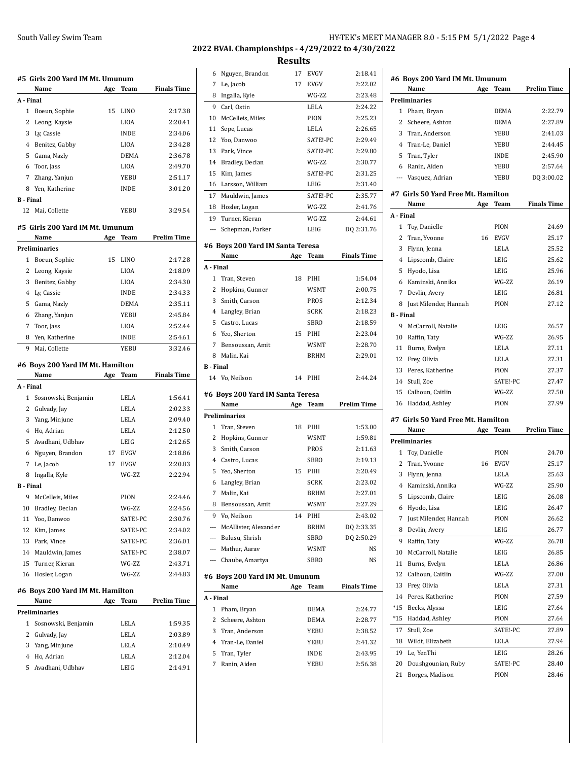## 2022 BVAL Championships - 4/29/2022 to 4/30/2022

### Results

#### #5 Girls 200 Yard IM Mt. Umunum

| | Name | Age | Team | Finals Time |
|---|---|---|---|---|
| **A - Final** | | | | |
| 1 | Boeun, Sophie | 15 | LINO | 2:17.38 |
| 2 | Leong, Kaysie | | LIOA | 2:20.41 |
| 3 | Ly, Cassie | | INDE | 2:34.06 |
| 4 | Benitez, Gabby | | LIOA | 2:34.28 |
| 5 | Gama, Nazly | | DEMA | 2:36.78 |
| 6 | Toor, Jass | | LIOA | 2:49.70 |
| 7 | Zhang, Yanjun | | YEBU | 2:51.17 |
| 8 | Yen, Katherine | | INDE | 3:01.20 |
| **B - Final** | | | | |
| 12 | Mai, Collette | | YEBU | 3:29.54 |

#### #5 Girls 200 Yard IM Mt. Umunum

| | Name | Age | Team | Prelim Time |
|---|---|---|---|---|
| **Preliminaries** | | | | |
| 1 | Boeun, Sophie | 15 | LINO | 2:17.28 |
| 2 | Leong, Kaysie | | LIOA | 2:18.09 |
| 3 | Benitez, Gabby | | LIOA | 2:34.30 |
| 4 | Ly, Cassie | | INDE | 2:34.33 |
| 5 | Gama, Nazly | | DEMA | 2:35.11 |
| 6 | Zhang, Yanjun | | YEBU | 2:45.84 |
| 7 | Toor, Jass | | LIOA | 2:52.44 |
| 8 | Yen, Katherine | | INDE | 2:54.61 |
| 9 | Mai, Collette | | YEBU | 3:32.46 |

#### #6 Boys 200 Yard IM Mt. Hamilton

| | Name | Age | Team | Finals Time |
|---|---|---|---|---|
| **A - Final** | | | | |
| 1 | Sosnowski, Benjamin | | LELA | 1:56.41 |
| 2 | Gulvady, Jay | | LELA | 2:02.33 |
| 3 | Yang, Minjune | | LELA | 2:09.40 |
| 4 | Ho, Adrian | | LELA | 2:12.50 |
| 5 | Avadhani, Udbhav | | LEIG | 2:12.65 |
| 6 | Nguyen, Brandon | 17 | EVGV | 2:18.86 |
| 7 | Le, Jacob | 17 | EVGV | 2:20.83 |
| 8 | Ingalla, Kyle | | WG-ZZ | 2:22.94 |
| **B - Final** | | | | |
| 9 | McCelleis, Miles | | PION | 2:24.46 |
| 10 | Bradley, Declan | | WG-ZZ | 2:24.56 |
| 11 | Yoo, Danwoo | | SATE!-PC | 2:30.76 |
| 12 | Kim, James | | SATE!-PC | 2:34.02 |
| 13 | Park, Vince | | SATE!-PC | 2:36.01 |
| 14 | Mauldwin, James | | SATE!-PC | 2:38.07 |
| 15 | Turner, Kieran | | WG-ZZ | 2:43.71 |
| 16 | Hosler, Logan | | WG-ZZ | 2:44.83 |

#### #6 Boys 200 Yard IM Mt. Hamilton

| | Name | Age | Team | Prelim Time |
|---|---|---|---|---|
| **Preliminaries** | | | | |
| 1 | Sosnowski, Benjamin | | LELA | 1:59.35 |
| 2 | Gulvady, Jay | | LELA | 2:03.89 |
| 3 | Yang, Minjune | | LELA | 2:10.49 |
| 4 | Ho, Adrian | | LELA | 2:12.04 |
| 5 | Avadhani, Udbhav | | LEIG | 2:14.91 |
| 6 | Nguyen, Brandon | 17 | EVGV | 2:18.41 |
| 7 | Le, Jacob | 17 | EVGV | 2:22.02 |
| 8 | Ingalla, Kyle | | WG-ZZ | 2:23.48 |
| 9 | Carl, Ostin | | LELA | 2:24.22 |
| 10 | McCelleis, Miles | | PION | 2:25.23 |
| 11 | Sepe, Lucas | | LELA | 2:26.65 |
| 12 | Yoo, Danwoo | | SATE!-PC | 2:29.49 |
| 13 | Park, Vince | | SATE!-PC | 2:29.80 |
| 14 | Bradley, Declan | | WG-ZZ | 2:30.77 |
| 15 | Kim, James | | SATE!-PC | 2:31.25 |
| 16 | Larsson, William | | LEIG | 2:31.40 |
| 17 | Mauldwin, James | | SATE!-PC | 2:35.77 |
| 18 | Hosler, Logan | | WG-ZZ | 2:41.76 |
| 19 | Turner, Kieran | | WG-ZZ | 2:44.61 |
| --- | Schepman, Parker | | LEIG | DQ 2:31.76 |

#### #6 Boys 200 Yard IM Santa Teresa

| | Name | Age | Team | Finals Time |
|---|---|---|---|---|
| **A - Final** | | | | |
| 1 | Tran, Steven | 18 | PIHI | 1:54.04 |
| 2 | Hopkins, Gunner | | WSMT | 2:00.75 |
| 3 | Smith, Carson | | PROS | 2:12.34 |
| 4 | Langley, Brian | | SCRK | 2:18.23 |
| 5 | Castro, Lucas | | SBRO | 2:18.59 |
| 6 | Yeo, Sherton | 15 | PIHI | 2:23.04 |
| 7 | Bensoussan, Amit | | WSMT | 2:28.70 |
| 8 | Malin, Kai | | BRHM | 2:29.01 |
| **B - Final** | | | | |
| 14 | Vo, Neilson | 14 | PIHI | 2:44.24 |

#### #6 Boys 200 Yard IM Santa Teresa

| | Name | Age | Team | Prelim Time |
|---|---|---|---|---|
| **Preliminaries** | | | | |
| 1 | Tran, Steven | 18 | PIHI | 1:53.00 |
| 2 | Hopkins, Gunner | | WSMT | 1:59.81 |
| 3 | Smith, Carson | | PROS | 2:11.63 |
| 4 | Castro, Lucas | | SBRO | 2:19.13 |
| 5 | Yeo, Sherton | 15 | PIHI | 2:20.49 |
| 6 | Langley, Brian | | SCRK | 2:23.02 |
| 7 | Malin, Kai | | BRHM | 2:27.01 |
| 8 | Bensoussan, Amit | | WSMT | 2:27.29 |
| 9 | Vo, Neilson | 14 | PIHI | 2:43.02 |
| --- | McAllister, Alexander | | BRHM | DQ 2:33.35 |
| --- | Bulusu, Shrish | | SBRO | DQ 2:50.29 |
| --- | Mathur, Aarav | | WSMT | NS |
| --- | Chaube, Amartya | | SBRO | NS |

#### #6 Boys 200 Yard IM Mt. Umunum

| | Name | Age | Team | Finals Time |
|---|---|---|---|---|
| **A - Final** | | | | |
| 1 | Pham, Bryan | | DEMA | 2:24.77 |
| 2 | Scheere, Ashton | | DEMA | 2:28.77 |
| 3 | Tran, Anderson | | YEBU | 2:38.52 |
| 4 | Tran-Le, Daniel | | YEBU | 2:41.32 |
| 5 | Tran, Tyler | | INDE | 2:43.95 |
| 7 | Ranin, Aiden | | YEBU | 2:56.38 |

#### #6 Boys 200 Yard IM Mt. Umunum

| | Name | Age | Team | Prelim Time |
|---|---|---|---|---|
| **Preliminaries** | | | | |
| 1 | Pham, Bryan | | DEMA | 2:22.79 |
| 2 | Scheere, Ashton | | DEMA | 2:27.89 |
| 3 | Tran, Anderson | | YEBU | 2:41.03 |
| 4 | Tran-Le, Daniel | | YEBU | 2:44.45 |
| 5 | Tran, Tyler | | INDE | 2:45.90 |
| 6 | Ranin, Aiden | | YEBU | 2:57.64 |
| --- | Vasquez, Adrian | | YEBU | DQ 3:00.02 |

#### #7 Girls 50 Yard Free Mt. Hamilton

| | Name | Age | Team | Finals Time |
|---|---|---|---|---|
| **A - Final** | | | | |
| 1 | Toy, Danielle | | PION | 24.69 |
| 2 | Tran, Yvonne | 16 | EVGV | 25.17 |
| 3 | Flynn, Jenna | | LELA | 25.52 |
| 4 | Lipscomb, Claire | | LEIG | 25.62 |
| 5 | Hyodo, Lisa | | LEIG | 25.96 |
| 6 | Kaminski, Annika | | WG-ZZ | 26.19 |
| 7 | Devlin, Avery | | LEIG | 26.81 |
| 8 | Just Milender, Hannah | | PION | 27.12 |
| **B - Final** | | | | |
| 9 | McCarroll, Natalie | | LEIG | 26.57 |
| 10 | Raffin, Taty | | WG-ZZ | 26.95 |
| 11 | Burns, Evelyn | | LELA | 27.11 |
| 12 | Frey, Olivia | | LELA | 27.31 |
| 13 | Peres, Katherine | | PION | 27.37 |
| 14 | Stull, Zoe | | SATE!-PC | 27.47 |
| 15 | Calhoun, Caitlin | | WG-ZZ | 27.50 |
| 16 | Haddad, Ashley | | PION | 27.99 |

#### #7 Girls 50 Yard Free Mt. Hamilton

| | Name | Age | Team | Prelim Time |
|---|---|---|---|---|
| **Preliminaries** | | | | |
| 1 | Toy, Danielle | | PION | 24.70 |
| 2 | Tran, Yvonne | 16 | EVGV | 25.17 |
| 3 | Flynn, Jenna | | LELA | 25.63 |
| 4 | Kaminski, Annika | | WG-ZZ | 25.90 |
| 5 | Lipscomb, Claire | | LEIG | 26.08 |
| 6 | Hyodo, Lisa | | LEIG | 26.47 |
| 7 | Just Milender, Hannah | | PION | 26.62 |
| 8 | Devlin, Avery | | LEIG | 26.77 |
| 9 | Raffin, Taty | | WG-ZZ | 26.78 |
| 10 | McCarroll, Natalie | | LEIG | 26.85 |
| 11 | Burns, Evelyn | | LELA | 26.86 |
| 12 | Calhoun, Caitlin | | WG-ZZ | 27.00 |
| 13 | Frey, Olivia | | LELA | 27.31 |
| 14 | Peres, Katherine | | PION | 27.59 |
| *15 | Becks, Alyssa | | LEIG | 27.64 |
| *15 | Haddad, Ashley | | PION | 27.64 |
| 17 | Stull, Zoe | | SATE!-PC | 27.89 |
| 18 | Wildt, Elizabeth | | LELA | 27.94 |
| 19 | Le, YenThi | | LEIG | 28.26 |
| 20 | Doushgounian, Ruby | | SATE!-PC | 28.40 |
| 21 | Borges, Madison | | PION | 28.46 |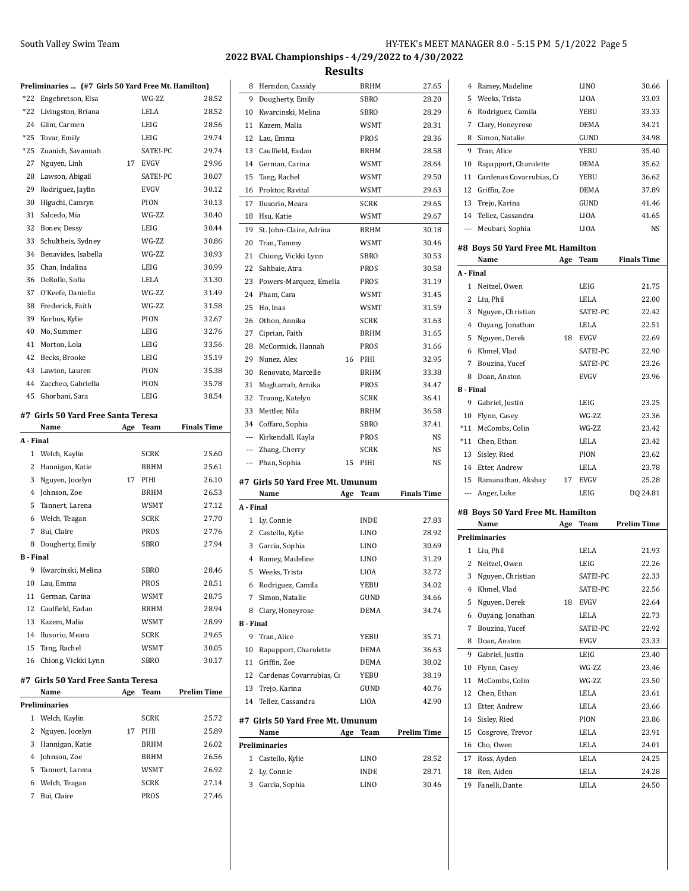## 2022 BVAL Championships - 4/29/2022 to 4/30/2022

### Results

**Preliminaries ... (#7 Girls 50 Yard Free Mt. Hamilton)**

| | Name | Age | Team | Prelim Time |
|---|---|---|---|---|
| *22 | Engebretson, Elsa | | WG-ZZ | 28.52 |
| *22 | Livingston, Briana | | LELA | 28.52 |
| 24 | Glim, Carmen | | LEIG | 28.56 |
| *25 | Tovar, Emily | | LEIG | 29.74 |
| *25 | Zuanich, Savannah | | SATE!-PC | 29.74 |
| 27 | Nguyen, Linh | 17 | EVGV | 29.96 |
| 28 | Lawson, Abigail | | SATE!-PC | 30.07 |
| 29 | Rodriguez, Jaylin | | EVGV | 30.12 |
| 30 | Higuchi, Camryn | | PION | 30.13 |
| 31 | Salcedo, Mia | | WG-ZZ | 30.40 |
| 32 | Bonev, Dessy | | LEIG | 30.44 |
| 33 | Schultheis, Sydney | | WG-ZZ | 30.86 |
| 34 | Benavides, Isabella | | WG-ZZ | 30.93 |
| 35 | Chan, Indalina | | LEIG | 30.99 |
| 36 | DeRollo, Sofia | | LELA | 31.30 |
| 37 | O'Keefe, Daniella | | WG-ZZ | 31.49 |
| 38 | Frederick, Faith | | WG-ZZ | 31.58 |
| 39 | Korbus, Kylie | | PION | 32.67 |
| 40 | Mo, Summer | | LEIG | 32.76 |
| 41 | Morton, Lola | | LEIG | 33.56 |
| 42 | Becks, Brooke | | LEIG | 35.19 |
| 43 | Lawton, Lauren | | PION | 35.38 |
| 44 | Zaccheo, Gabriella | | PION | 35.78 |
| 45 | Ghorbani, Sara | | LEIG | 38.54 |

#### #7 Girls 50 Yard Free Santa Teresa

| | Name | Age | Team | Finals Time |
|---|---|---|---|---|
| **A - Final** | | | | |
| 1 | Welch, Kaylin | | SCRK | 25.60 |
| 2 | Hannigan, Katie | | BRHM | 25.61 |
| 3 | Nguyen, Jocelyn | 17 | PIHI | 26.10 |
| 4 | Johnson, Zoe | | BRHM | 26.53 |
| 5 | Tannert, Larena | | WSMT | 27.12 |
| 6 | Welch, Teagan | | SCRK | 27.70 |
| 7 | Bui, Claire | | PROS | 27.76 |
| 8 | Dougherty, Emily | | SBRO | 27.94 |
| **B - Final** | | | | |
| 9 | Kwarcinski, Melina | | SBRO | 28.46 |
| 10 | Lau, Emma | | PROS | 28.51 |
| 11 | German, Carina | | WSMT | 28.75 |
| 12 | Caulfield, Eadan | | BRHM | 28.94 |
| 13 | Kazem, Malia | | WSMT | 28.99 |
| 14 | Ilusorio, Meara | | SCRK | 29.65 |
| 15 | Tang, Rachel | | WSMT | 30.05 |
| 16 | Chiong, Vickki Lynn | | SBRO | 30.17 |

#### #7 Girls 50 Yard Free Santa Teresa

| | Name | Age | Team | Prelim Time |
|---|---|---|---|---|
| **Preliminaries** | | | | |
| 1 | Welch, Kaylin | | SCRK | 25.72 |
| 2 | Nguyen, Jocelyn | 17 | PIHI | 25.89 |
| 3 | Hannigan, Katie | | BRHM | 26.02 |
| 4 | Johnson, Zoe | | BRHM | 26.56 |
| 5 | Tannert, Larena | | WSMT | 26.92 |
| 6 | Welch, Teagan | | SCRK | 27.14 |
| 7 | Bui, Claire | | PROS | 27.46 |
| 8 | Herndon, Cassidy | | BRHM | 27.65 |
| 9 | Dougherty, Emily | | SBRO | 28.20 |
| 10 | Kwarcinski, Melina | | SBRO | 28.29 |
| 11 | Kazem, Malia | | WSMT | 28.31 |
| 12 | Lau, Emma | | PROS | 28.36 |
| 13 | Caulfield, Eadan | | BRHM | 28.58 |
| 14 | German, Carina | | WSMT | 28.64 |
| 15 | Tang, Rachel | | WSMT | 29.50 |
| 16 | Proktor, Ravital | | WSMT | 29.63 |
| 17 | Ilusorio, Meara | | SCRK | 29.65 |
| 18 | Hsu, Katie | | WSMT | 29.67 |
| 19 | St. John-Claire, Adrina | | BRHM | 30.18 |
| 20 | Tran, Tammy | | WSMT | 30.46 |
| 21 | Chiong, Vickki Lynn | | SBRO | 30.53 |
| 22 | Sahbaie, Atra | | PROS | 30.58 |
| 23 | Powers-Marquez, Emelia | | PROS | 31.19 |
| 24 | Pham, Cara | | WSMT | 31.45 |
| 25 | Ho, Inas | | WSMT | 31.59 |
| 26 | Othon, Annika | | SCRK | 31.63 |
| 27 | Ciprian, Faith | | BRHM | 31.65 |
| 28 | McCormick, Hannah | | PROS | 31.66 |
| 29 | Nunez, Alex | 16 | PIHI | 32.95 |
| 30 | Renovato, Marcelle | | BRHM | 33.38 |
| 31 | Mogharrab, Arnika | | PROS | 34.47 |
| 32 | Truong, Katelyn | | SCRK | 36.41 |
| 33 | Mettler, Nila | | BRHM | 36.58 |
| 34 | Coffaro, Sophia | | SBRO | 37.41 |
| --- | Kirkendall, Kayla | | PROS | NS |
| --- | Zhang, Cherry | | SCRK | NS |
| --- | Phan, Sophia | 15 | PIHI | NS |

#### #7 Girls 50 Yard Free Mt. Umunum

| | Name | Age | Team | Finals Time |
|---|---|---|---|---|
| **A - Final** | | | | |
| 1 | Ly, Connie | | INDE | 27.83 |
| 2 | Castello, Kylie | | LINO | 28.92 |
| 3 | Garcia, Sophia | | LINO | 30.69 |
| 4 | Ramey, Madeline | | LINO | 31.29 |
| 5 | Weeks, Trista | | LIOA | 32.72 |
| 6 | Rodriguez, Camila | | YEBU | 34.02 |
| 7 | Simon, Natalie | | GUND | 34.66 |
| 8 | Clary, Honeyrose | | DEMA | 34.74 |
| **B - Final** | | | | |
| 9 | Tran, Alice | | YEBU | 35.71 |
| 10 | Rapapport, Charolette | | DEMA | 36.63 |
| 11 | Griffin, Zoe | | DEMA | 38.02 |
| 12 | Cardenas Covarrubias, Cr | | YEBU | 38.19 |
| 13 | Trejo, Karina | | GUND | 40.76 |
| 14 | Tellez, Cassandra | | LIOA | 42.90 |

#### #7 Girls 50 Yard Free Mt. Umunum

| | Name | Age | Team | Prelim Time |
|---|---|---|---|---|
| **Preliminaries** | | | | |
| 1 | Castello, Kylie | | LINO | 28.52 |
| 2 | Ly, Connie | | INDE | 28.71 |
| 3 | Garcia, Sophia | | LINO | 30.46 |
| 4 | Ramey, Madeline | | LINO | 30.66 |
| 5 | Weeks, Trista | | LIOA | 33.03 |
| 6 | Rodriguez, Camila | | YEBU | 33.33 |
| 7 | Clary, Honeyrose | | DEMA | 34.21 |
| 8 | Simon, Natalie | | GUND | 34.98 |
| 9 | Tran, Alice | | YEBU | 35.40 |
| 10 | Rapapport, Charolette | | DEMA | 35.62 |
| 11 | Cardenas Covarrubias, Cr | | YEBU | 36.62 |
| 12 | Griffin, Zoe | | DEMA | 37.89 |
| 13 | Trejo, Karina | | GUND | 41.46 |
| 14 | Tellez, Cassandra | | LIOA | 41.65 |
| --- | Meubari, Sophia | | LIOA | NS |

#### #8 Boys 50 Yard Free Mt. Hamilton

| | Name | Age | Team | Finals Time |
|---|---|---|---|---|
| **A - Final** | | | | |
| 1 | Neitzel, Owen | | LEIG | 21.75 |
| 2 | Liu, Phil | | LELA | 22.00 |
| 3 | Nguyen, Christian | | SATE!-PC | 22.42 |
| 4 | Ouyang, Jonathan | | LELA | 22.51 |
| 5 | Nguyen, Derek | 18 | EVGV | 22.69 |
| 6 | Khmel, Vlad | | SATE!-PC | 22.90 |
| 7 | Bouzina, Yucef | | SATE!-PC | 23.26 |
| 8 | Doan, Anston | | EVGV | 23.96 |
| **B - Final** | | | | |
| 9 | Gabriel, Justin | | LEIG | 23.25 |
| 10 | Flynn, Casey | | WG-ZZ | 23.36 |
| *11 | McCombs, Colin | | WG-ZZ | 23.42 |
| *11 | Chen, Ethan | | LELA | 23.42 |
| 13 | Sisley, Ried | | PION | 23.62 |
| 14 | Etter, Andrew | | LELA | 23.78 |
| 15 | Ramanathan, Akshay | 17 | EVGV | 25.28 |
| --- | Anger, Luke | | LEIG | DQ 24.81 |

#### #8 Boys 50 Yard Free Mt. Hamilton

| | Name | Age | Team | Prelim Time |
|---|---|---|---|---|
| **Preliminaries** | | | | |
| 1 | Liu, Phil | | LELA | 21.93 |
| 2 | Neitzel, Owen | | LEIG | 22.26 |
| 3 | Nguyen, Christian | | SATE!-PC | 22.33 |
| 4 | Khmel, Vlad | | SATE!-PC | 22.56 |
| 5 | Nguyen, Derek | 18 | EVGV | 22.64 |
| 6 | Ouyang, Jonathan | | LELA | 22.73 |
| 7 | Bouzina, Yucef | | SATE!-PC | 22.92 |
| 8 | Doan, Anston | | EVGV | 23.33 |
| 9 | Gabriel, Justin | | LEIG | 23.40 |
| 10 | Flynn, Casey | | WG-ZZ | 23.46 |
| 11 | McCombs, Colin | | WG-ZZ | 23.50 |
| 12 | Chen, Ethan | | LELA | 23.61 |
| 13 | Etter, Andrew | | LELA | 23.66 |
| 14 | Sisley, Ried | | PION | 23.86 |
| 15 | Cosgrove, Trevor | | LELA | 23.91 |
| 16 | Cho, Owen | | LELA | 24.01 |
| 17 | Ross, Ayden | | LELA | 24.25 |
| 18 | Ren, Aiden | | LELA | 24.28 |
| 19 | Fanelli, Dante | | LELA | 24.50 |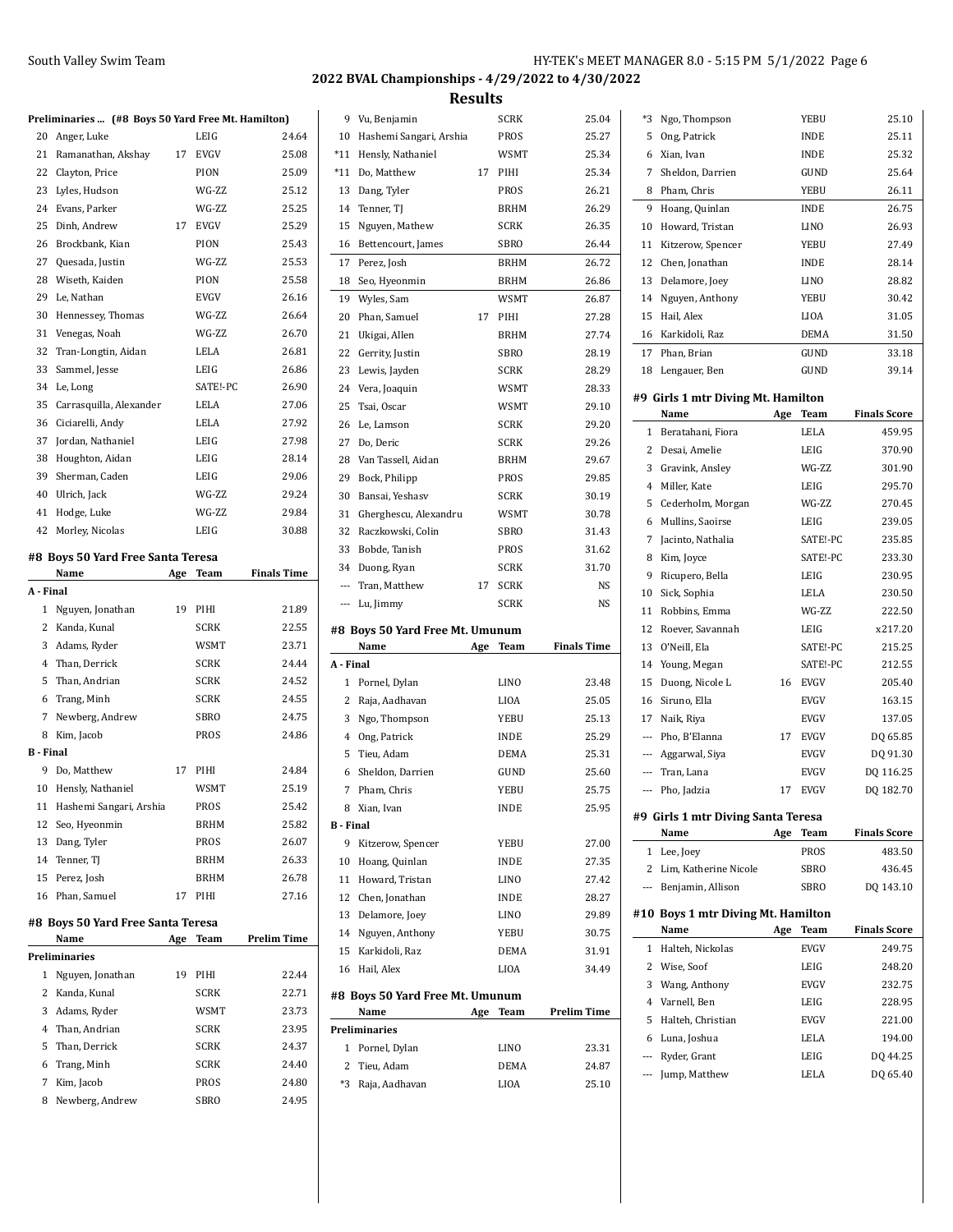## 2022 BVAL Championships - 4/29/2022 to 4/30/2022

## Results

**Preliminaries ... (#8 Boys 50 Yard Free Mt. Hamilton)**

| | Name | Age | Team | Prelim Time |
|---|---|---|---|---|
| 20 | Anger, Luke | | LEIG | 24.64 |
| 21 | Ramanathan, Akshay | 17 | EVGV | 25.08 |
| 22 | Clayton, Price | | PION | 25.09 |
| 23 | Lyles, Hudson | | WG-ZZ | 25.12 |
| 24 | Evans, Parker | | WG-ZZ | 25.25 |
| 25 | Dinh, Andrew | 17 | EVGV | 25.29 |
| 26 | Brockbank, Kian | | PION | 25.43 |
| 27 | Quesada, Justin | | WG-ZZ | 25.53 |
| 28 | Wiseth, Kaiden | | PION | 25.58 |
| 29 | Le, Nathan | | EVGV | 26.16 |
| 30 | Hennessey, Thomas | | WG-ZZ | 26.64 |
| 31 | Venegas, Noah | | WG-ZZ | 26.70 |
| 32 | Tran-Longtin, Aidan | | LELA | 26.81 |
| 33 | Sammel, Jesse | | LEIG | 26.86 |
| 34 | Le, Long | | SATE!-PC | 26.90 |
| 35 | Carrasquilla, Alexander | | LELA | 27.06 |
| 36 | Ciciarelli, Andy | | LELA | 27.92 |
| 37 | Jordan, Nathaniel | | LEIG | 27.98 |
| 38 | Houghton, Aidan | | LEIG | 28.14 |
| 39 | Sherman, Caden | | LEIG | 29.06 |
| 40 | Ulrich, Jack | | WG-ZZ | 29.24 |
| 41 | Hodge, Luke | | WG-ZZ | 29.84 |
| 42 | Morley, Nicolas | | LEIG | 30.88 |

### #8 Boys 50 Yard Free Santa Teresa

| | Name | Age | Team | Finals Time |
|---|---|---|---|---|
| **A - Final** | | | | |
| 1 | Nguyen, Jonathan | 19 | PIHI | 21.89 |
| 2 | Kanda, Kunal | | SCRK | 22.55 |
| 3 | Adams, Ryder | | WSMT | 23.71 |
| 4 | Than, Derrick | | SCRK | 24.44 |
| 5 | Than, Andrian | | SCRK | 24.52 |
| 6 | Trang, Minh | | SCRK | 24.55 |
| 7 | Newberg, Andrew | | SBRO | 24.75 |
| 8 | Kim, Jacob | | PROS | 24.86 |
| **B - Final** | | | | |
| 9 | Do, Matthew | 17 | PIHI | 24.84 |
| 10 | Hensly, Nathaniel | | WSMT | 25.19 |
| 11 | Hashemi Sangari, Arshia | | PROS | 25.42 |
| 12 | Seo, Hyeonmin | | BRHM | 25.82 |
| 13 | Dang, Tyler | | PROS | 26.07 |
| 14 | Tenner, TJ | | BRHM | 26.33 |
| 15 | Perez, Josh | | BRHM | 26.78 |
| 16 | Phan, Samuel | 17 | PIHI | 27.16 |

### #8 Boys 50 Yard Free Santa Teresa

| | Name | Age | Team | Prelim Time |
|---|---|---|---|---|
| **Preliminaries** | | | | |
| 1 | Nguyen, Jonathan | 19 | PIHI | 22.44 |
| 2 | Kanda, Kunal | | SCRK | 22.71 |
| 3 | Adams, Ryder | | WSMT | 23.73 |
| 4 | Than, Andrian | | SCRK | 23.95 |
| 5 | Than, Derrick | | SCRK | 24.37 |
| 6 | Trang, Minh | | SCRK | 24.40 |
| 7 | Kim, Jacob | | PROS | 24.80 |
| 8 | Newberg, Andrew | | SBRO | 24.95 |
| 9 | Vu, Benjamin | | SCRK | 25.04 |
| 10 | Hashemi Sangari, Arshia | | PROS | 25.27 |
| *11 | Hensly, Nathaniel | | WSMT | 25.34 |
| *11 | Do, Matthew | 17 | PIHI | 25.34 |
| 13 | Dang, Tyler | | PROS | 26.21 |
| 14 | Tenner, TJ | | BRHM | 26.29 |
| 15 | Nguyen, Mathew | | SCRK | 26.35 |
| 16 | Bettencourt, James | | SBRO | 26.44 |
| 17 | Perez, Josh | | BRHM | 26.72 |
| 18 | Seo, Hyeonmin | | BRHM | 26.86 |
| 19 | Wyles, Sam | | WSMT | 26.87 |
| 20 | Phan, Samuel | 17 | PIHI | 27.28 |
| 21 | Ukigai, Allen | | BRHM | 27.74 |
| 22 | Gerrity, Justin | | SBRO | 28.19 |
| 23 | Lewis, Jayden | | SCRK | 28.29 |
| 24 | Vera, Joaquin | | WSMT | 28.33 |
| 25 | Tsai, Oscar | | WSMT | 29.10 |
| 26 | Le, Lamson | | SCRK | 29.20 |
| 27 | Do, Deric | | SCRK | 29.26 |
| 28 | Van Tassell, Aidan | | BRHM | 29.67 |
| 29 | Bock, Philipp | | PROS | 29.85 |
| 30 | Bansai, Yeshasv | | SCRK | 30.19 |
| 31 | Gherghescu, Alexandru | | WSMT | 30.78 |
| 32 | Raczkowski, Colin | | SBRO | 31.43 |
| 33 | Bobde, Tanish | | PROS | 31.62 |
| 34 | Duong, Ryan | | SCRK | 31.70 |
| --- | Tran, Matthew | 17 | SCRK | NS |
| --- | Lu, Jimmy | | SCRK | NS |

### #8 Boys 50 Yard Free Mt. Umunum

| | Name | Age | Team | Finals Time |
|---|---|---|---|---|
| **A - Final** | | | | |
| 1 | Pornel, Dylan | | LINO | 23.48 |
| 2 | Raja, Aadhavan | | LIOA | 25.05 |
| 3 | Ngo, Thompson | | YEBU | 25.13 |
| 4 | Ong, Patrick | | INDE | 25.29 |
| 5 | Tieu, Adam | | DEMA | 25.31 |
| 6 | Sheldon, Darrien | | GUND | 25.60 |
| 7 | Pham, Chris | | YEBU | 25.75 |
| 8 | Xian, Ivan | | INDE | 25.95 |
| **B - Final** | | | | |
| 9 | Kitzerow, Spencer | | YEBU | 27.00 |
| 10 | Hoang, Quinlan | | INDE | 27.35 |
| 11 | Howard, Tristan | | LINO | 27.42 |
| 12 | Chen, Jonathan | | INDE | 28.27 |
| 13 | Delamore, Joey | | LINO | 29.89 |
| 14 | Nguyen, Anthony | | YEBU | 30.75 |
| 15 | Karkidoli, Raz | | DEMA | 31.91 |
| 16 | Hail, Alex | | LIOA | 34.49 |

### #8 Boys 50 Yard Free Mt. Umunum

| | Name | Age | Team | Prelim Time |
|---|---|---|---|---|
| **Preliminaries** | | | | |
| 1 | Pornel, Dylan | | LINO | 23.31 |
| 2 | Tieu, Adam | | DEMA | 24.87 |
| *3 | Raja, Aadhavan | | LIOA | 25.10 |
| *3 | Ngo, Thompson | | YEBU | 25.10 |
| 5 | Ong, Patrick | | INDE | 25.11 |
| 6 | Xian, Ivan | | INDE | 25.32 |
| 7 | Sheldon, Darrien | | GUND | 25.64 |
| 8 | Pham, Chris | | YEBU | 26.11 |
| 9 | Hoang, Quinlan | | INDE | 26.75 |
| 10 | Howard, Tristan | | LINO | 26.93 |
| 11 | Kitzerow, Spencer | | YEBU | 27.49 |
| 12 | Chen, Jonathan | | INDE | 28.14 |
| 13 | Delamore, Joey | | LINO | 28.82 |
| 14 | Nguyen, Anthony | | YEBU | 30.42 |
| 15 | Hail, Alex | | LIOA | 31.05 |
| 16 | Karkidoli, Raz | | DEMA | 31.50 |
| 17 | Phan, Brian | | GUND | 33.18 |
| 18 | Lengauer, Ben | | GUND | 39.14 |

### #9 Girls 1 mtr Diving Mt. Hamilton

| | Name | Age | Team | Finals Score |
|---|---|---|---|---|
| 1 | Beratahani, Fiora | | LELA | 459.95 |
| 2 | Desai, Amelie | | LEIG | 370.90 |
| 3 | Gravink, Ansley | | WG-ZZ | 301.90 |
| 4 | Miller, Kate | | LEIG | 295.70 |
| 5 | Cederholm, Morgan | | WG-ZZ | 270.45 |
| 6 | Mullins, Saoirse | | LEIG | 239.05 |
| 7 | Jacinto, Nathalia | | SATE!-PC | 235.85 |
| 8 | Kim, Joyce | | SATE!-PC | 233.30 |
| 9 | Ricupero, Bella | | LEIG | 230.95 |
| 10 | Sick, Sophia | | LELA | 230.50 |
| 11 | Robbins, Emma | | WG-ZZ | 222.50 |
| 12 | Roever, Savannah | | LEIG | x217.20 |
| 13 | O'Neill, Ela | | SATE!-PC | 215.25 |
| 14 | Young, Megan | | SATE!-PC | 212.55 |
| 15 | Duong, Nicole L | 16 | EVGV | 205.40 |
| 16 | Siruno, Ella | | EVGV | 163.15 |
| 17 | Naik, Riya | | EVGV | 137.05 |
| --- | Pho, B'Elanna | 17 | EVGV | DQ 65.85 |
| --- | Aggarwal, Siya | | EVGV | DQ 91.30 |
| --- | Tran, Lana | | EVGV | DQ 116.25 |
| --- | Pho, Jadzia | 17 | EVGV | DQ 182.70 |

### #9 Girls 1 mtr Diving Santa Teresa

| | Name | Age | Team | Finals Score |
|---|---|---|---|---|
| 1 | Lee, Joey | | PROS | 483.50 |
| 2 | Lim, Katherine Nicole | | SBRO | 436.45 |
| --- | Benjamin, Allison | | SBRO | DQ 143.10 |

### #10 Boys 1 mtr Diving Mt. Hamilton

| | Name | Age | Team | Finals Score |
|---|---|---|---|---|
| 1 | Halteh, Nickolas | | EVGV | 249.75 |
| 2 | Wise, Soof | | LEIG | 248.20 |
| 3 | Wang, Anthony | | EVGV | 232.75 |
| 4 | Varnell, Ben | | LEIG | 228.95 |
| 5 | Halteh, Christian | | EVGV | 221.00 |
| 6 | Luna, Joshua | | LELA | 194.00 |
| --- | Ryder, Grant | | LEIG | DQ 44.25 |
| --- | Jump, Matthew | | LELA | DQ 65.40 |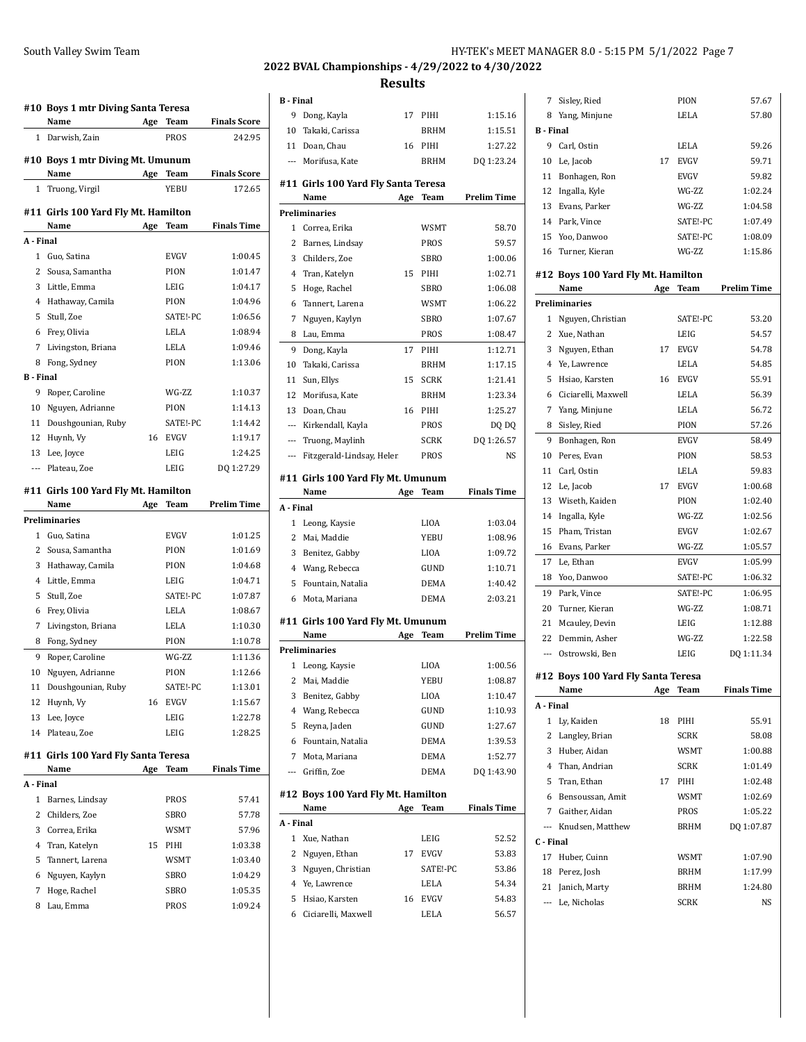## 2022 BVAL Championships - 4/29/2022 to 4/30/2022

## Results

### #10 Boys 1 mtr Diving Santa Teresa

| | Name | Age | Team | Finals Score |
|---|---|---|---|---|
| 1 | Darwish, Zain | | PROS | 242.95 |

### #10 Boys 1 mtr Diving Mt. Umunum

| | Name | Age | Team | Finals Score |
|---|---|---|---|---|
| 1 | Truong, Virgil | | YEBU | 172.65 |

### #11 Girls 100 Yard Fly Mt. Hamilton

| | Name | Age | Team | Finals Time |
|---|---|---|---|---|
| **A - Final** | | | | |
| 1 | Guo, Satina | | EVGV | 1:00.45 |
| 2 | Sousa, Samantha | | PION | 1:01.47 |
| 3 | Little, Emma | | LEIG | 1:04.17 |
| 4 | Hathaway, Camila | | PION | 1:04.96 |
| 5 | Stull, Zoe | | SATE!-PC | 1:06.56 |
| 6 | Frey, Olivia | | LELA | 1:08.94 |
| 7 | Livingston, Briana | | LELA | 1:09.46 |
| 8 | Fong, Sydney | | PION | 1:13.06 |
| **B - Final** | | | | |
| 9 | Roper, Caroline | | WG-ZZ | 1:10.37 |
| 10 | Nguyen, Adrianne | | PION | 1:14.13 |
| 11 | Doushgounian, Ruby | | SATE!-PC | 1:14.42 |
| 12 | Huynh, Vy | 16 | EVGV | 1:19.17 |
| 13 | Lee, Joyce | | LEIG | 1:24.25 |
| --- | Plateau, Zoe | | LEIG | DQ 1:27.29 |

### #11 Girls 100 Yard Fly Mt. Hamilton

| | Name | Age | Team | Prelim Time |
|---|---|---|---|---|
| **Preliminaries** | | | | |
| 1 | Guo, Satina | | EVGV | 1:01.25 |
| 2 | Sousa, Samantha | | PION | 1:01.69 |
| 3 | Hathaway, Camila | | PION | 1:04.68 |
| 4 | Little, Emma | | LEIG | 1:04.71 |
| 5 | Stull, Zoe | | SATE!-PC | 1:07.87 |
| 6 | Frey, Olivia | | LELA | 1:08.67 |
| 7 | Livingston, Briana | | LELA | 1:10.30 |
| 8 | Fong, Sydney | | PION | 1:10.78 |
| 9 | Roper, Caroline | | WG-ZZ | 1:11.36 |
| 10 | Nguyen, Adrianne | | PION | 1:12.66 |
| 11 | Doushgounian, Ruby | | SATE!-PC | 1:13.01 |
| 12 | Huynh, Vy | 16 | EVGV | 1:15.67 |
| 13 | Lee, Joyce | | LEIG | 1:22.78 |
| 14 | Plateau, Zoe | | LEIG | 1:28.25 |

### #11 Girls 100 Yard Fly Santa Teresa

| | Name | Age | Team | Finals Time |
|---|---|---|---|---|
| **A - Final** | | | | |
| 1 | Barnes, Lindsay | | PROS | 57.41 |
| 2 | Childers, Zoe | | SBRO | 57.78 |
| 3 | Correa, Erika | | WSMT | 57.96 |
| 4 | Tran, Katelyn | 15 | PIHI | 1:03.38 |
| 5 | Tannert, Larena | | WSMT | 1:03.40 |
| 6 | Nguyen, Kaylyn | | SBRO | 1:04.29 |
| 7 | Hoge, Rachel | | SBRO | 1:05.35 |
| 8 | Lau, Emma | | PROS | 1:09.24 |
| **B - Final** | | | | |
| 9 | Dong, Kayla | 17 | PIHI | 1:15.16 |
| 10 | Takaki, Carissa | | BRHM | 1:15.51 |
| 11 | Doan, Chau | 16 | PIHI | 1:27.22 |
| --- | Morifusa, Kate | | BRHM | DQ 1:23.24 |

### #11 Girls 100 Yard Fly Santa Teresa

| | Name | Age | Team | Prelim Time |
|---|---|---|---|---|
| **Preliminaries** | | | | |
| 1 | Correa, Erika | | WSMT | 58.70 |
| 2 | Barnes, Lindsay | | PROS | 59.57 |
| 3 | Childers, Zoe | | SBRO | 1:00.06 |
| 4 | Tran, Katelyn | 15 | PIHI | 1:02.71 |
| 5 | Hoge, Rachel | | SBRO | 1:06.08 |
| 6 | Tannert, Larena | | WSMT | 1:06.22 |
| 7 | Nguyen, Kaylyn | | SBRO | 1:07.67 |
| 8 | Lau, Emma | | PROS | 1:08.47 |
| 9 | Dong, Kayla | 17 | PIHI | 1:12.71 |
| 10 | Takaki, Carissa | | BRHM | 1:17.15 |
| 11 | Sun, Ellys | 15 | SCRK | 1:21.41 |
| 12 | Morifusa, Kate | | BRHM | 1:23.34 |
| 13 | Doan, Chau | 16 | PIHI | 1:25.27 |
| --- | Kirkendall, Kayla | | PROS | DQ DQ |
| --- | Truong, Maylinh | | SCRK | DQ 1:26.57 |
| --- | Fitzgerald-Lindsay, Heler | | PROS | NS |

### #11 Girls 100 Yard Fly Mt. Umunum

| | Name | Age | Team | Finals Time |
|---|---|---|---|---|
| **A - Final** | | | | |
| 1 | Leong, Kaysie | | LIOA | 1:03.04 |
| 2 | Mai, Maddie | | YEBU | 1:08.96 |
| 3 | Benitez, Gabby | | LIOA | 1:09.72 |
| 4 | Wang, Rebecca | | GUND | 1:10.71 |
| 5 | Fountain, Natalia | | DEMA | 1:40.42 |
| 6 | Mota, Mariana | | DEMA | 2:03.21 |

### #11 Girls 100 Yard Fly Mt. Umunum

| | Name | Age | Team | Prelim Time |
|---|---|---|---|---|
| **Preliminaries** | | | | |
| 1 | Leong, Kaysie | | LIOA | 1:00.56 |
| 2 | Mai, Maddie | | YEBU | 1:08.87 |
| 3 | Benitez, Gabby | | LIOA | 1:10.47 |
| 4 | Wang, Rebecca | | GUND | 1:10.93 |
| 5 | Reyna, Jaden | | GUND | 1:27.67 |
| 6 | Fountain, Natalia | | DEMA | 1:39.53 |
| 7 | Mota, Mariana | | DEMA | 1:52.77 |
| --- | Griffin, Zoe | | DEMA | DQ 1:43.90 |

### #12 Boys 100 Yard Fly Mt. Hamilton

| | Name | Age | Team | Finals Time |
|---|---|---|---|---|
| **A - Final** | | | | |
| 1 | Xue, Nathan | | LEIG | 52.52 |
| 2 | Nguyen, Ethan | 17 | EVGV | 53.83 |
| 3 | Nguyen, Christian | | SATE!-PC | 53.86 |
| 4 | Ye, Lawrence | | LELA | 54.34 |
| 5 | Hsiao, Karsten | 16 | EVGV | 54.83 |
| 6 | Ciciarelli, Maxwell | | LELA | 56.57 |
| 7 | Sisley, Ried | | PION | 57.67 |
| 8 | Yang, Minjune | | LELA | 57.80 |
| **B - Final** | | | | |
| 9 | Carl, Ostin | | LELA | 59.26 |
| 10 | Le, Jacob | 17 | EVGV | 59.71 |
| 11 | Bonhagen, Ron | | EVGV | 59.82 |
| 12 | Ingalla, Kyle | | WG-ZZ | 1:02.24 |
| 13 | Evans, Parker | | WG-ZZ | 1:04.58 |
| 14 | Park, Vince | | SATE!-PC | 1:07.49 |
| 15 | Yoo, Danwoo | | SATE!-PC | 1:08.09 |
| 16 | Turner, Kieran | | WG-ZZ | 1:15.86 |

### #12 Boys 100 Yard Fly Mt. Hamilton

| | Name | Age | Team | Prelim Time |
|---|---|---|---|---|
| **Preliminaries** | | | | |
| 1 | Nguyen, Christian | | SATE!-PC | 53.20 |
| 2 | Xue, Nathan | | LEIG | 54.57 |
| 3 | Nguyen, Ethan | 17 | EVGV | 54.78 |
| 4 | Ye, Lawrence | | LELA | 54.85 |
| 5 | Hsiao, Karsten | 16 | EVGV | 55.91 |
| 6 | Ciciarelli, Maxwell | | LELA | 56.39 |
| 7 | Yang, Minjune | | LELA | 56.72 |
| 8 | Sisley, Ried | | PION | 57.26 |
| 9 | Bonhagen, Ron | | EVGV | 58.49 |
| 10 | Peres, Evan | | PION | 58.53 |
| 11 | Carl, Ostin | | LELA | 59.83 |
| 12 | Le, Jacob | 17 | EVGV | 1:00.68 |
| 13 | Wiseth, Kaiden | | PION | 1:02.40 |
| 14 | Ingalla, Kyle | | WG-ZZ | 1:02.56 |
| 15 | Pham, Tristan | | EVGV | 1:02.67 |
| 16 | Evans, Parker | | WG-ZZ | 1:05.57 |
| 17 | Le, Ethan | | EVGV | 1:05.99 |
| 18 | Yoo, Danwoo | | SATE!-PC | 1:06.32 |
| 19 | Park, Vince | | SATE!-PC | 1:06.95 |
| 20 | Turner, Kieran | | WG-ZZ | 1:08.71 |
| 21 | Mcauley, Devin | | LEIG | 1:12.88 |
| 22 | Demmin, Asher | | WG-ZZ | 1:22.58 |
| --- | Ostrowski, Ben | | LEIG | DQ 1:11.34 |

### #12 Boys 100 Yard Fly Santa Teresa

| | Name | Age | Team | Finals Time |
|---|---|---|---|---|
| **A - Final** | | | | |
| 1 | Ly, Kaiden | 18 | PIHI | 55.91 |
| 2 | Langley, Brian | | SCRK | 58.08 |
| 3 | Huber, Aidan | | WSMT | 1:00.88 |
| 4 | Than, Andrian | | SCRK | 1:01.49 |
| 5 | Tran, Ethan | 17 | PIHI | 1:02.48 |
| 6 | Bensoussan, Amit | | WSMT | 1:02.69 |
| 7 | Gaither, Aidan | | PROS | 1:05.22 |
| --- | Knudsen, Matthew | | BRHM | DQ 1:07.87 |
| **C - Final** | | | | |
| 17 | Huber, Cuinn | | WSMT | 1:07.90 |
| 18 | Perez, Josh | | BRHM | 1:17.99 |
| 21 | Janich, Marty | | BRHM | 1:24.80 |
| --- | Le, Nicholas | | SCRK | NS |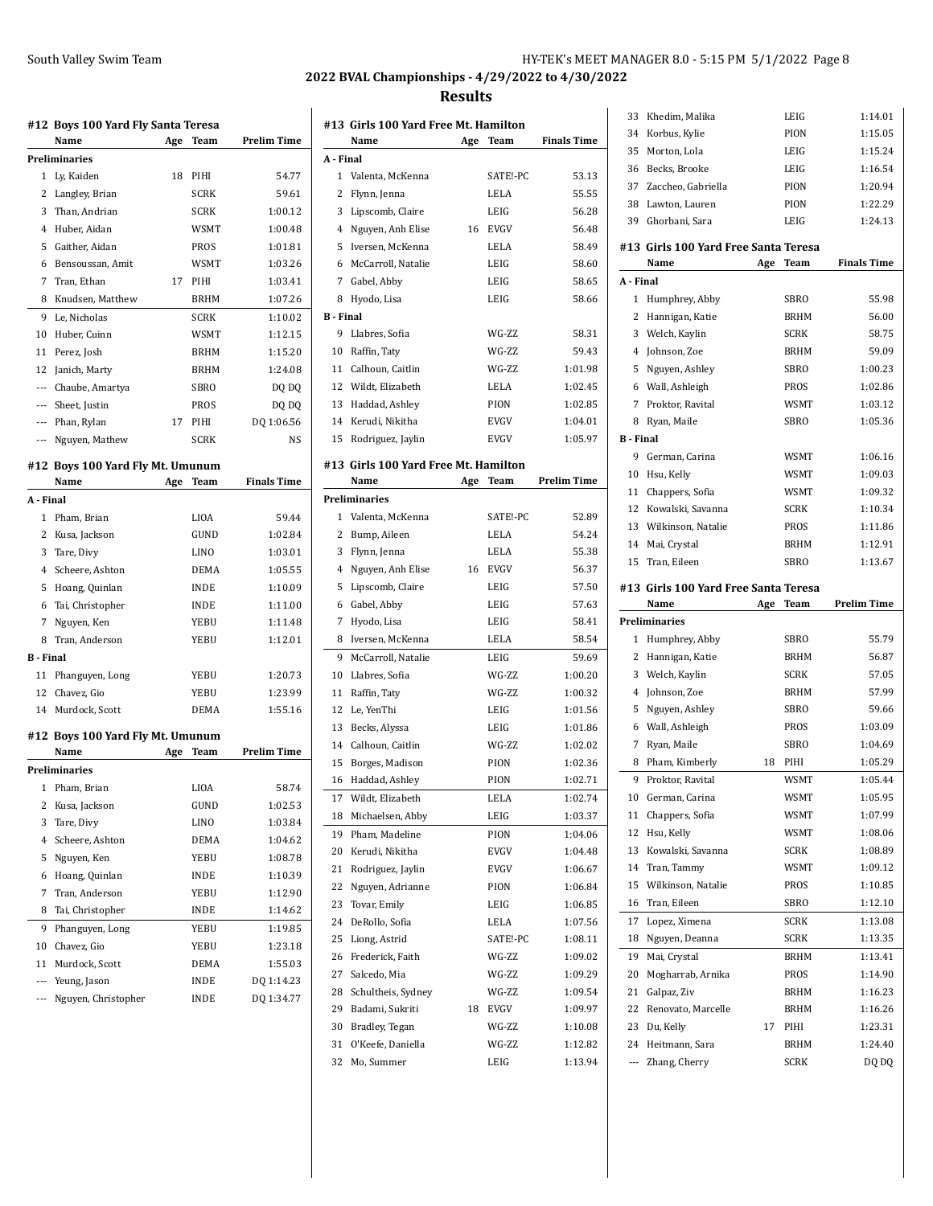## 2022 BVAL Championships - 4/29/2022 to 4/30/2022

## Results

### #12 Boys 100 Yard Fly Santa Teresa

| | Name | Age | Team | Prelim Time |
|---|---|---|---|---|
| **Preliminaries** | | | | |
| 1 | Ly, Kaiden | 18 | PIHI | 54.77 |
| 2 | Langley, Brian | | SCRK | 59.61 |
| 3 | Than, Andrian | | SCRK | 1:00.12 |
| 4 | Huber, Aidan | | WSMT | 1:00.48 |
| 5 | Gaither, Aidan | | PROS | 1:01.81 |
| 6 | Bensoussan, Amit | | WSMT | 1:03.26 |
| 7 | Tran, Ethan | 17 | PIHI | 1:03.41 |
| 8 | Knudsen, Matthew | | BRHM | 1:07.26 |
| 9 | Le, Nicholas | | SCRK | 1:10.02 |
| 10 | Huber, Cuinn | | WSMT | 1:12.15 |
| 11 | Perez, Josh | | BRHM | 1:15.20 |
| 12 | Janich, Marty | | BRHM | 1:24.08 |
| --- | Chaube, Amartya | | SBRO | DQ DQ |
| --- | Sheet, Justin | | PROS | DQ DQ |
| --- | Phan, Rylan | 17 | PIHI | DQ 1:06.56 |
| --- | Nguyen, Mathew | | SCRK | NS |

### #12 Boys 100 Yard Fly Mt. Umunum

| | Name | Age | Team | Finals Time |
|---|---|---|---|---|
| **A - Final** | | | | |
| 1 | Pham, Brian | | LIOA | 59.44 |
| 2 | Kusa, Jackson | | GUND | 1:02.84 |
| 3 | Tare, Divy | | LINO | 1:03.01 |
| 4 | Scheere, Ashton | | DEMA | 1:05.55 |
| 5 | Hoang, Quinlan | | INDE | 1:10.09 |
| 6 | Tai, Christopher | | INDE | 1:11.00 |
| 7 | Nguyen, Ken | | YEBU | 1:11.48 |
| 8 | Tran, Anderson | | YEBU | 1:12.01 |
| **B - Final** | | | | |
| 11 | Phanguyen, Long | | YEBU | 1:20.73 |
| 12 | Chavez, Gio | | YEBU | 1:23.99 |
| 14 | Murdock, Scott | | DEMA | 1:55.16 |

### #12 Boys 100 Yard Fly Mt. Umunum

| | Name | Age | Team | Prelim Time |
|---|---|---|---|---|
| **Preliminaries** | | | | |
| 1 | Pham, Brian | | LIOA | 58.74 |
| 2 | Kusa, Jackson | | GUND | 1:02.53 |
| 3 | Tare, Divy | | LINO | 1:03.84 |
| 4 | Scheere, Ashton | | DEMA | 1:04.62 |
| 5 | Nguyen, Ken | | YEBU | 1:08.78 |
| 6 | Hoang, Quinlan | | INDE | 1:10.39 |
| 7 | Tran, Anderson | | YEBU | 1:12.90 |
| 8 | Tai, Christopher | | INDE | 1:14.62 |
| 9 | Phanguyen, Long | | YEBU | 1:19.85 |
| 10 | Chavez, Gio | | YEBU | 1:23.18 |
| 11 | Murdock, Scott | | DEMA | 1:55.03 |
| --- | Yeung, Jason | | INDE | DQ 1:14.23 |
| --- | Nguyen, Christopher | | INDE | DQ 1:34.77 |

### #13 Girls 100 Yard Free Mt. Hamilton

| | Name | Age | Team | Finals Time |
|---|---|---|---|---|
| **A - Final** | | | | |
| 1 | Valenta, McKenna | | SATE!-PC | 53.13 |
| 2 | Flynn, Jenna | | LELA | 55.55 |
| 3 | Lipscomb, Claire | | LEIG | 56.28 |
| 4 | Nguyen, Anh Elise | 16 | EVGV | 56.48 |
| 5 | Iversen, McKenna | | LELA | 58.49 |
| 6 | McCarroll, Natalie | | LEIG | 58.60 |
| 7 | Gabel, Abby | | LEIG | 58.65 |
| 8 | Hyodo, Lisa | | LEIG | 58.66 |
| **B - Final** | | | | |
| 9 | Llabres, Sofia | | WG-ZZ | 58.31 |
| 10 | Raffin, Taty | | WG-ZZ | 59.43 |
| 11 | Calhoun, Caitlin | | WG-ZZ | 1:01.98 |
| 12 | Wildt, Elizabeth | | LELA | 1:02.45 |
| 13 | Haddad, Ashley | | PION | 1:02.85 |
| 14 | Kerudi, Nikitha | | EVGV | 1:04.01 |
| 15 | Rodriguez, Jaylin | | EVGV | 1:05.97 |

### #13 Girls 100 Yard Free Mt. Hamilton

| | Name | Age | Team | Prelim Time |
|---|---|---|---|---|
| **Preliminaries** | | | | |
| 1 | Valenta, McKenna | | SATE!-PC | 52.89 |
| 2 | Bump, Aileen | | LELA | 54.24 |
| 3 | Flynn, Jenna | | LELA | 55.38 |
| 4 | Nguyen, Anh Elise | 16 | EVGV | 56.37 |
| 5 | Lipscomb, Claire | | LEIG | 57.50 |
| 6 | Gabel, Abby | | LEIG | 57.63 |
| 7 | Hyodo, Lisa | | LEIG | 58.41 |
| 8 | Iversen, McKenna | | LELA | 58.54 |
| 9 | McCarroll, Natalie | | LEIG | 59.69 |
| 10 | Llabres, Sofia | | WG-ZZ | 1:00.20 |
| 11 | Raffin, Taty | | WG-ZZ | 1:00.32 |
| 12 | Le, YenThi | | LEIG | 1:01.56 |
| 13 | Becks, Alyssa | | LEIG | 1:01.86 |
| 14 | Calhoun, Caitlin | | WG-ZZ | 1:02.02 |
| 15 | Borges, Madison | | PION | 1:02.36 |
| 16 | Haddad, Ashley | | PION | 1:02.71 |
| 17 | Wildt, Elizabeth | | LELA | 1:02.74 |
| 18 | Michaelsen, Abby | | LEIG | 1:03.37 |
| 19 | Pham, Madeline | | PION | 1:04.06 |
| 20 | Kerudi, Nikitha | | EVGV | 1:04.48 |
| 21 | Rodriguez, Jaylin | | EVGV | 1:06.67 |
| 22 | Nguyen, Adrianne | | PION | 1:06.84 |
| 23 | Tovar, Emily | | LEIG | 1:06.85 |
| 24 | DeRollo, Sofia | | LELA | 1:07.56 |
| 25 | Liong, Astrid | | SATE!-PC | 1:08.11 |
| 26 | Frederick, Faith | | WG-ZZ | 1:09.02 |
| 27 | Salcedo, Mia | | WG-ZZ | 1:09.29 |
| 28 | Schultheis, Sydney | | WG-ZZ | 1:09.54 |
| 29 | Badami, Sukriti | 18 | EVGV | 1:09.97 |
| 30 | Bradley, Tegan | | WG-ZZ | 1:10.08 |
| 31 | O'Keefe, Daniella | | WG-ZZ | 1:12.82 |
| 32 | Mo, Summer | | LEIG | 1:13.94 |
| 33 | Khedim, Malika | | LEIG | 1:14.01 |
| 34 | Korbus, Kylie | | PION | 1:15.05 |
| 35 | Morton, Lola | | LEIG | 1:15.24 |
| 36 | Becks, Brooke | | LEIG | 1:16.54 |
| 37 | Zaccheo, Gabriella | | PION | 1:20.94 |
| 38 | Lawton, Lauren | | PION | 1:22.29 |
| 39 | Ghorbani, Sara | | LEIG | 1:24.13 |

### #13 Girls 100 Yard Free Santa Teresa

| | Name | Age | Team | Finals Time |
|---|---|---|---|---|
| **A - Final** | | | | |
| 1 | Humphrey, Abby | | SBRO | 55.98 |
| 2 | Hannigan, Katie | | BRHM | 56.00 |
| 3 | Welch, Kaylin | | SCRK | 58.75 |
| 4 | Johnson, Zoe | | BRHM | 59.09 |
| 5 | Nguyen, Ashley | | SBRO | 1:00.23 |
| 6 | Wall, Ashleigh | | PROS | 1:02.86 |
| 7 | Proktor, Ravital | | WSMT | 1:03.12 |
| 8 | Ryan, Maile | | SBRO | 1:05.36 |
| **B - Final** | | | | |
| 9 | German, Carina | | WSMT | 1:06.16 |
| 10 | Hsu, Kelly | | WSMT | 1:09.03 |
| 11 | Chappers, Sofia | | WSMT | 1:09.32 |
| 12 | Kowalski, Savanna | | SCRK | 1:10.34 |
| 13 | Wilkinson, Natalie | | PROS | 1:11.86 |
| 14 | Mai, Crystal | | BRHM | 1:12.91 |
| 15 | Tran, Eileen | | SBRO | 1:13.67 |

### #13 Girls 100 Yard Free Santa Teresa

| | Name | Age | Team | Prelim Time |
|---|---|---|---|---|
| **Preliminaries** | | | | |
| 1 | Humphrey, Abby | | SBRO | 55.79 |
| 2 | Hannigan, Katie | | BRHM | 56.87 |
| 3 | Welch, Kaylin | | SCRK | 57.05 |
| 4 | Johnson, Zoe | | BRHM | 57.99 |
| 5 | Nguyen, Ashley | | SBRO | 59.66 |
| 6 | Wall, Ashleigh | | PROS | 1:03.09 |
| 7 | Ryan, Maile | | SBRO | 1:04.69 |
| 8 | Pham, Kimberly | 18 | PIHI | 1:05.29 |
| 9 | Proktor, Ravital | | WSMT | 1:05.44 |
| 10 | German, Carina | | WSMT | 1:05.95 |
| 11 | Chappers, Sofia | | WSMT | 1:07.99 |
| 12 | Hsu, Kelly | | WSMT | 1:08.06 |
| 13 | Kowalski, Savanna | | SCRK | 1:08.89 |
| 14 | Tran, Tammy | | WSMT | 1:09.12 |
| 15 | Wilkinson, Natalie | | PROS | 1:10.85 |
| 16 | Tran, Eileen | | SBRO | 1:12.10 |
| 17 | Lopez, Ximena | | SCRK | 1:13.08 |
| 18 | Nguyen, Deanna | | SCRK | 1:13.35 |
| 19 | Mai, Crystal | | BRHM | 1:13.41 |
| 20 | Mogharrab, Arnika | | PROS | 1:14.90 |
| 21 | Galpaz, Ziv | | BRHM | 1:16.23 |
| 22 | Renovato, Marcelle | | BRHM | 1:16.26 |
| 23 | Du, Kelly | 17 | PIHI | 1:23.31 |
| 24 | Heitmann, Sara | | BRHM | 1:24.40 |
| --- | Zhang, Cherry | | SCRK | DQ DQ |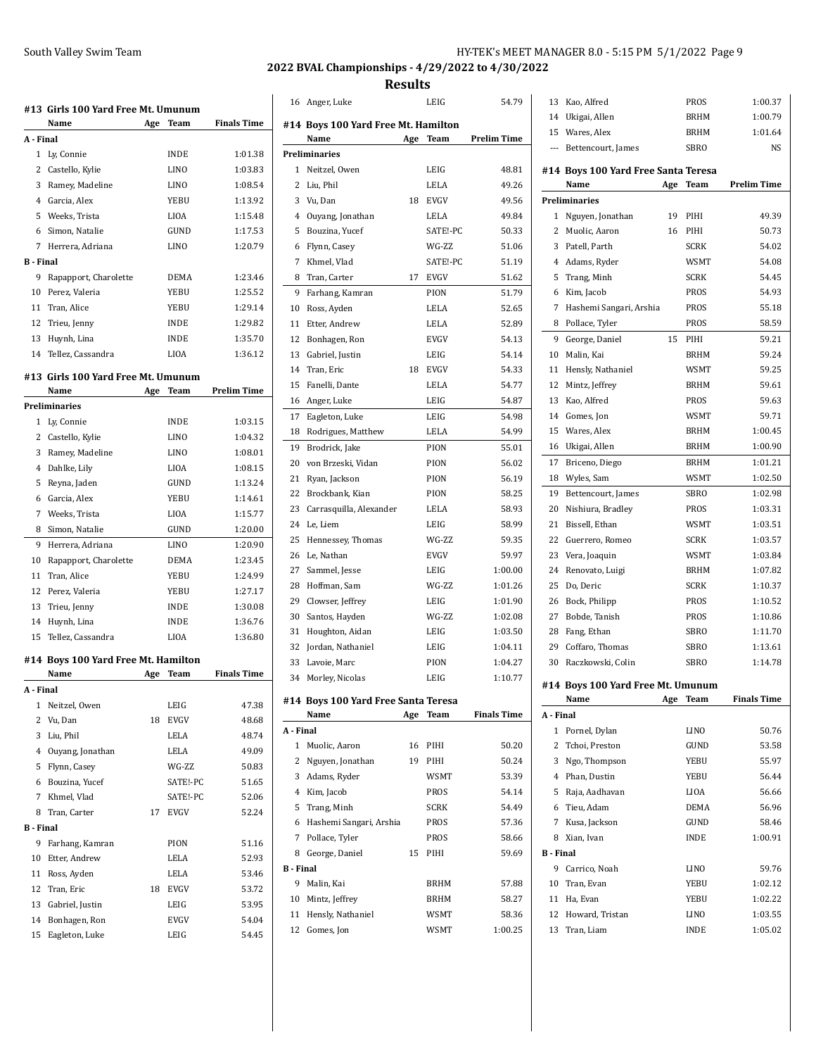## 2022 BVAL Championships - 4/29/2022 to 4/30/2022

### Results

#### #13 Girls 100 Yard Free Mt. Umunum

| | Name | Age | Team | Finals Time |
|---|---|---|---|---|
| **A - Final** | | | | |
| 1 | Ly, Connie | | INDE | 1:01.38 |
| 2 | Castello, Kylie | | LINO | 1:03.83 |
| 3 | Ramey, Madeline | | LINO | 1:08.54 |
| 4 | Garcia, Alex | | YEBU | 1:13.92 |
| 5 | Weeks, Trista | | LIOA | 1:15.48 |
| 6 | Simon, Natalie | | GUND | 1:17.53 |
| 7 | Herrera, Adriana | | LINO | 1:20.79 |
| **B - Final** | | | | |
| 9 | Rapapport, Charolette | | DEMA | 1:23.46 |
| 10 | Perez, Valeria | | YEBU | 1:25.52 |
| 11 | Tran, Alice | | YEBU | 1:29.14 |
| 12 | Trieu, Jenny | | INDE | 1:29.82 |
| 13 | Huynh, Lina | | INDE | 1:35.70 |
| 14 | Tellez, Cassandra | | LIOA | 1:36.12 |

#### #13 Girls 100 Yard Free Mt. Umunum

| | Name | Age | Team | Prelim Time |
|---|---|---|---|---|
| **Preliminaries** | | | | |
| 1 | Ly, Connie | | INDE | 1:03.15 |
| 2 | Castello, Kylie | | LINO | 1:04.32 |
| 3 | Ramey, Madeline | | LINO | 1:08.01 |
| 4 | Dahlke, Lily | | LIOA | 1:08.15 |
| 5 | Reyna, Jaden | | GUND | 1:13.24 |
| 6 | Garcia, Alex | | YEBU | 1:14.61 |
| 7 | Weeks, Trista | | LIOA | 1:15.77 |
| 8 | Simon, Natalie | | GUND | 1:20.00 |
| 9 | Herrera, Adriana | | LINO | 1:20.90 |
| 10 | Rapapport, Charolette | | DEMA | 1:23.45 |
| 11 | Tran, Alice | | YEBU | 1:24.99 |
| 12 | Perez, Valeria | | YEBU | 1:27.17 |
| 13 | Trieu, Jenny | | INDE | 1:30.08 |
| 14 | Huynh, Lina | | INDE | 1:36.76 |
| 15 | Tellez, Cassandra | | LIOA | 1:36.80 |

#### #14 Boys 100 Yard Free Mt. Hamilton

| | Name | Age | Team | Finals Time |
|---|---|---|---|---|
| **A - Final** | | | | |
| 1 | Neitzel, Owen | | LEIG | 47.38 |
| 2 | Vu, Dan | 18 | EVGV | 48.68 |
| 3 | Liu, Phil | | LELA | 48.74 |
| 4 | Ouyang, Jonathan | | LELA | 49.09 |
| 5 | Flynn, Casey | | WG-ZZ | 50.83 |
| 6 | Bouzina, Yucef | | SATE!-PC | 51.65 |
| 7 | Khmel, Vlad | | SATE!-PC | 52.06 |
| 8 | Tran, Carter | 17 | EVGV | 52.24 |
| **B - Final** | | | | |
| 9 | Farhang, Kamran | | PION | 51.16 |
| 10 | Etter, Andrew | | LELA | 52.93 |
| 11 | Ross, Ayden | | LELA | 53.46 |
| 12 | Tran, Eric | 18 | EVGV | 53.72 |
| 13 | Gabriel, Justin | | LEIG | 53.95 |
| 14 | Bonhagen, Ron | | EVGV | 54.04 |
| 15 | Eagleton, Luke | | LEIG | 54.45 |
| 16 | Anger, Luke | | LEIG | 54.79 |

#### #14 Boys 100 Yard Free Mt. Hamilton

| | Name | Age | Team | Prelim Time |
|---|---|---|---|---|
| **Preliminaries** | | | | |
| 1 | Neitzel, Owen | | LEIG | 48.81 |
| 2 | Liu, Phil | | LELA | 49.26 |
| 3 | Vu, Dan | 18 | EVGV | 49.56 |
| 4 | Ouyang, Jonathan | | LELA | 49.84 |
| 5 | Bouzina, Yucef | | SATE!-PC | 50.33 |
| 6 | Flynn, Casey | | WG-ZZ | 51.06 |
| 7 | Khmel, Vlad | | SATE!-PC | 51.19 |
| 8 | Tran, Carter | 17 | EVGV | 51.62 |
| 9 | Farhang, Kamran | | PION | 51.79 |
| 10 | Ross, Ayden | | LELA | 52.65 |
| 11 | Etter, Andrew | | LELA | 52.89 |
| 12 | Bonhagen, Ron | | EVGV | 54.13 |
| 13 | Gabriel, Justin | | LEIG | 54.14 |
| 14 | Tran, Eric | 18 | EVGV | 54.33 |
| 15 | Fanelli, Dante | | LELA | 54.77 |
| 16 | Anger, Luke | | LEIG | 54.87 |
| 17 | Eagleton, Luke | | LEIG | 54.98 |
| 18 | Rodrigues, Matthew | | LELA | 54.99 |
| 19 | Brodrick, Jake | | PION | 55.01 |
| 20 | von Brzeski, Vidan | | PION | 56.02 |
| 21 | Ryan, Jackson | | PION | 56.19 |
| 22 | Brockbank, Kian | | PION | 58.25 |
| 23 | Carrasquilla, Alexander | | LELA | 58.93 |
| 24 | Le, Liem | | LEIG | 58.99 |
| 25 | Hennessey, Thomas | | WG-ZZ | 59.35 |
| 26 | Le, Nathan | | EVGV | 59.97 |
| 27 | Sammel, Jesse | | LEIG | 1:00.00 |
| 28 | Hoffman, Sam | | WG-ZZ | 1:01.26 |
| 29 | Clowser, Jeffrey | | LEIG | 1:01.90 |
| 30 | Santos, Hayden | | WG-ZZ | 1:02.08 |
| 31 | Houghton, Aidan | | LEIG | 1:03.50 |
| 32 | Jordan, Nathaniel | | LEIG | 1:04.11 |
| 33 | Lavoie, Marc | | PION | 1:04.27 |
| 34 | Morley, Nicolas | | LEIG | 1:10.77 |

#### #14 Boys 100 Yard Free Santa Teresa

| | Name | Age | Team | Finals Time |
|---|---|---|---|---|
| **A - Final** | | | | |
| 1 | Muolic, Aaron | 16 | PIHI | 50.20 |
| 2 | Nguyen, Jonathan | 19 | PIHI | 50.24 |
| 3 | Adams, Ryder | | WSMT | 53.39 |
| 4 | Kim, Jacob | | PROS | 54.14 |
| 5 | Trang, Minh | | SCRK | 54.49 |
| 6 | Hashemi Sangari, Arshia | | PROS | 57.36 |
| 7 | Pollace, Tyler | | PROS | 58.66 |
| 8 | George, Daniel | 15 | PIHI | 59.69 |
| **B - Final** | | | | |
| 9 | Malin, Kai | | BRHM | 57.88 |
| 10 | Mintz, Jeffrey | | BRHM | 58.27 |
| 11 | Hensly, Nathaniel | | WSMT | 58.36 |
| 12 | Gomes, Jon | | WSMT | 1:00.25 |
| 13 | Kao, Alfred | | PROS | 1:00.37 |
| 14 | Ukigai, Allen | | BRHM | 1:00.79 |
| 15 | Wares, Alex | | BRHM | 1:01.64 |
| --- | Bettencourt, James | | SBRO | NS |

#### #14 Boys 100 Yard Free Santa Teresa

| | Name | Age | Team | Prelim Time |
|---|---|---|---|---|
| **Preliminaries** | | | | |
| 1 | Nguyen, Jonathan | 19 | PIHI | 49.39 |
| 2 | Muolic, Aaron | 16 | PIHI | 50.73 |
| 3 | Patell, Parth | | SCRK | 54.02 |
| 4 | Adams, Ryder | | WSMT | 54.08 |
| 5 | Trang, Minh | | SCRK | 54.45 |
| 6 | Kim, Jacob | | PROS | 54.93 |
| 7 | Hashemi Sangari, Arshia | | PROS | 55.18 |
| 8 | Pollace, Tyler | | PROS | 58.59 |
| 9 | George, Daniel | 15 | PIHI | 59.21 |
| 10 | Malin, Kai | | BRHM | 59.24 |
| 11 | Hensly, Nathaniel | | WSMT | 59.25 |
| 12 | Mintz, Jeffrey | | BRHM | 59.61 |
| 13 | Kao, Alfred | | PROS | 59.63 |
| 14 | Gomes, Jon | | WSMT | 59.71 |
| 15 | Wares, Alex | | BRHM | 1:00.45 |
| 16 | Ukigai, Allen | | BRHM | 1:00.90 |
| 17 | Briceno, Diego | | BRHM | 1:01.21 |
| 18 | Wyles, Sam | | WSMT | 1:02.50 |
| 19 | Bettencourt, James | | SBRO | 1:02.98 |
| 20 | Nishiura, Bradley | | PROS | 1:03.31 |
| 21 | Bissell, Ethan | | WSMT | 1:03.51 |
| 22 | Guerrero, Romeo | | SCRK | 1:03.57 |
| 23 | Vera, Joaquin | | WSMT | 1:03.84 |
| 24 | Renovato, Luigi | | BRHM | 1:07.82 |
| 25 | Do, Deric | | SCRK | 1:10.37 |
| 26 | Bock, Philipp | | PROS | 1:10.52 |
| 27 | Bobde, Tanish | | PROS | 1:10.86 |
| 28 | Fang, Ethan | | SBRO | 1:11.70 |
| 29 | Coffaro, Thomas | | SBRO | 1:13.61 |
| 30 | Raczkowski, Colin | | SBRO | 1:14.78 |

#### #14 Boys 100 Yard Free Mt. Umunum

| | Name | Age | Team | Finals Time |
|---|---|---|---|---|
| **A - Final** | | | | |
| 1 | Pornel, Dylan | | LINO | 50.76 |
| 2 | Tchoi, Preston | | GUND | 53.58 |
| 3 | Ngo, Thompson | | YEBU | 55.97 |
| 4 | Phan, Dustin | | YEBU | 56.44 |
| 5 | Raja, Aadhavan | | LIOA | 56.66 |
| 6 | Tieu, Adam | | DEMA | 56.96 |
| 7 | Kusa, Jackson | | GUND | 58.46 |
| 8 | Xian, Ivan | | INDE | 1:00.91 |
| **B - Final** | | | | |
| 9 | Carrico, Noah | | LINO | 59.76 |
| 10 | Tran, Evan | | YEBU | 1:02.12 |
| 11 | Ha, Evan | | YEBU | 1:02.22 |
| 12 | Howard, Tristan | | LINO | 1:03.55 |
| 13 | Tran, Liam | | INDE | 1:05.02 |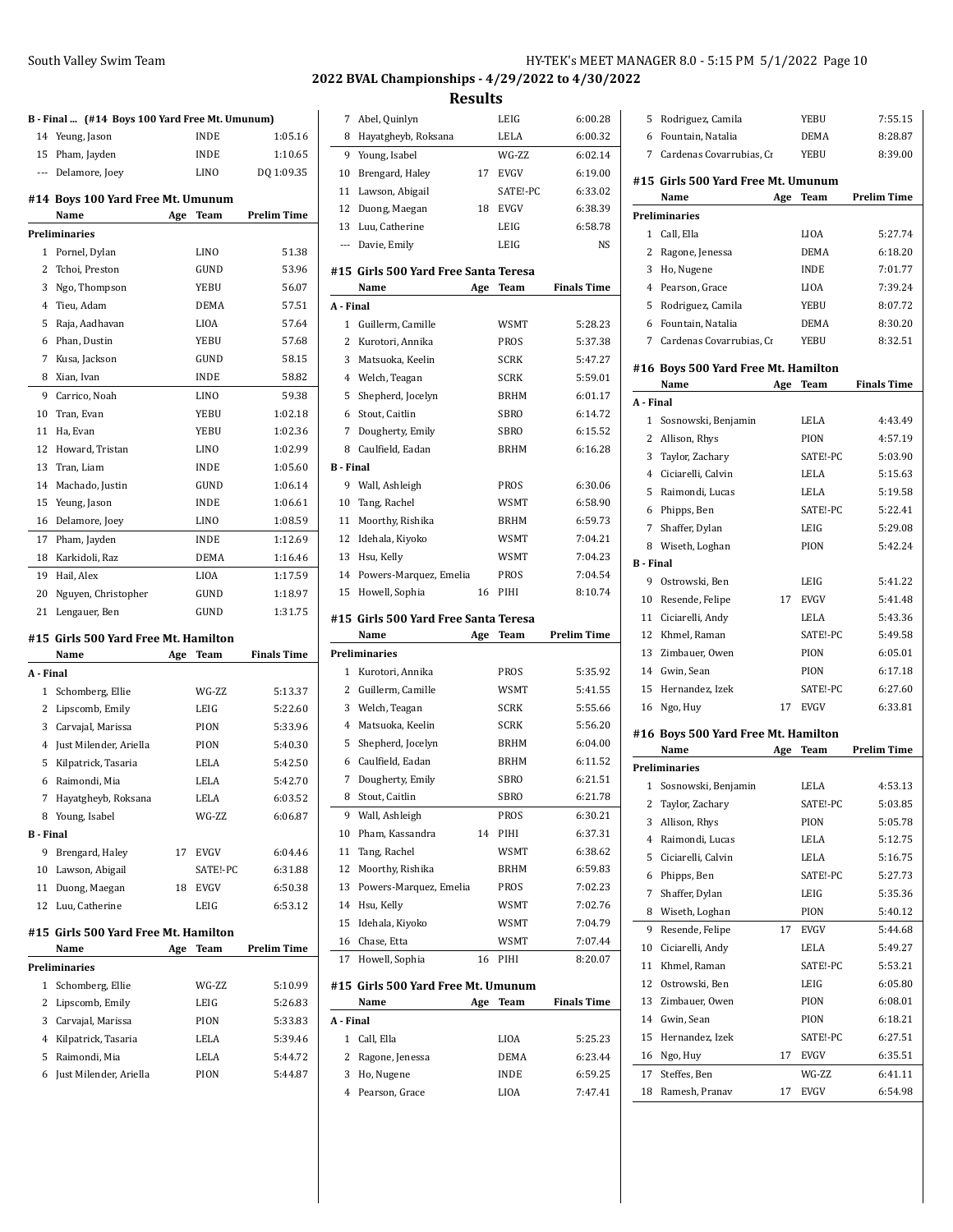## 2022 BVAL Championships - 4/29/2022 to 4/30/2022

## Results

### B - Final ... (#14 Boys 100 Yard Free Mt. Umunum)

| | Name | Age | Team | Finals Time |
|---|---|---|---|---|
| 14 | Yeung, Jason | | INDE | 1:05.16 |
| 15 | Pham, Jayden | | INDE | 1:10.65 |
| --- | Delamore, Joey | | LINO | DQ 1:09.35 |

### #14 Boys 100 Yard Free Mt. Umunum

| | Name | Age | Team | Prelim Time |
|---|---|---|---|---|
| **Preliminaries** | | | | |
| 1 | Pornel, Dylan | | LINO | 51.38 |
| 2 | Tchoi, Preston | | GUND | 53.96 |
| 3 | Ngo, Thompson | | YEBU | 56.07 |
| 4 | Tieu, Adam | | DEMA | 57.51 |
| 5 | Raja, Aadhavan | | LIOA | 57.64 |
| 6 | Phan, Dustin | | YEBU | 57.68 |
| 7 | Kusa, Jackson | | GUND | 58.15 |
| 8 | Xian, Ivan | | INDE | 58.82 |
| 9 | Carrico, Noah | | LINO | 59.38 |
| 10 | Tran, Evan | | YEBU | 1:02.18 |
| 11 | Ha, Evan | | YEBU | 1:02.36 |
| 12 | Howard, Tristan | | LINO | 1:02.99 |
| 13 | Tran, Liam | | INDE | 1:05.60 |
| 14 | Machado, Justin | | GUND | 1:06.14 |
| 15 | Yeung, Jason | | INDE | 1:06.61 |
| 16 | Delamore, Joey | | LINO | 1:08.59 |
| 17 | Pham, Jayden | | INDE | 1:12.69 |
| 18 | Karkidoli, Raz | | DEMA | 1:16.46 |
| 19 | Hail, Alex | | LIOA | 1:17.59 |
| 20 | Nguyen, Christopher | | GUND | 1:18.97 |
| 21 | Lengauer, Ben | | GUND | 1:31.75 |

### #15 Girls 500 Yard Free Mt. Hamilton

| | Name | Age | Team | Finals Time |
|---|---|---|---|---|
| **A - Final** | | | | |
| 1 | Schomberg, Ellie | | WG-ZZ | 5:13.37 |
| 2 | Lipscomb, Emily | | LEIG | 5:22.60 |
| 3 | Carvajal, Marissa | | PION | 5:33.96 |
| 4 | Just Milender, Ariella | | PION | 5:40.30 |
| 5 | Kilpatrick, Tasaria | | LELA | 5:42.50 |
| 6 | Raimondi, Mia | | LELA | 5:42.70 |
| 7 | Hayatgheyb, Roksana | | LELA | 6:03.52 |
| 8 | Young, Isabel | | WG-ZZ | 6:06.87 |
| **B - Final** | | | | |
| 9 | Brengard, Haley | 17 | EVGV | 6:04.46 |
| 10 | Lawson, Abigail | | SATE!-PC | 6:31.88 |
| 11 | Duong, Maegan | 18 | EVGV | 6:50.38 |
| 12 | Luu, Catherine | | LEIG | 6:53.12 |

### #15 Girls 500 Yard Free Mt. Hamilton

| | Name | Age | Team | Prelim Time |
|---|---|---|---|---|
| **Preliminaries** | | | | |
| 1 | Schomberg, Ellie | | WG-ZZ | 5:10.99 |
| 2 | Lipscomb, Emily | | LEIG | 5:26.83 |
| 3 | Carvajal, Marissa | | PION | 5:33.83 |
| 4 | Kilpatrick, Tasaria | | LELA | 5:39.46 |
| 5 | Raimondi, Mia | | LELA | 5:44.72 |
| 6 | Just Milender, Ariella | | PION | 5:44.87 |
| 7 | Abel, Quinlyn | | LEIG | 6:00.28 |
| 8 | Hayatgheyb, Roksana | | LELA | 6:00.32 |
| 9 | Young, Isabel | | WG-ZZ | 6:02.14 |
| 10 | Brengard, Haley | 17 | EVGV | 6:19.00 |
| 11 | Lawson, Abigail | | SATE!-PC | 6:33.02 |
| 12 | Duong, Maegan | 18 | EVGV | 6:38.39 |
| 13 | Luu, Catherine | | LEIG | 6:58.78 |
| --- | Davie, Emily | | LEIG | NS |

### #15 Girls 500 Yard Free Santa Teresa

| | Name | Age | Team | Finals Time |
|---|---|---|---|---|
| **A - Final** | | | | |
| 1 | Guillerm, Camille | | WSMT | 5:28.23 |
| 2 | Kurotori, Annika | | PROS | 5:37.38 |
| 3 | Matsuoka, Keelin | | SCRK | 5:47.27 |
| 4 | Welch, Teagan | | SCRK | 5:59.01 |
| 5 | Shepherd, Jocelyn | | BRHM | 6:01.17 |
| 6 | Stout, Caitlin | | SBRO | 6:14.72 |
| 7 | Dougherty, Emily | | SBRO | 6:15.52 |
| 8 | Caulfield, Eadan | | BRHM | 6:16.28 |
| **B - Final** | | | | |
| 9 | Wall, Ashleigh | | PROS | 6:30.06 |
| 10 | Tang, Rachel | | WSMT | 6:58.90 |
| 11 | Moorthy, Rishika | | BRHM | 6:59.73 |
| 12 | Idehala, Kiyoko | | WSMT | 7:04.21 |
| 13 | Hsu, Kelly | | WSMT | 7:04.23 |
| 14 | Powers-Marquez, Emelia | | PROS | 7:04.54 |
| 15 | Howell, Sophia | 16 | PIHI | 8:10.74 |

### #15 Girls 500 Yard Free Santa Teresa

| | Name | Age | Team | Prelim Time |
|---|---|---|---|---|
| **Preliminaries** | | | | |
| 1 | Kurotori, Annika | | PROS | 5:35.92 |
| 2 | Guillerm, Camille | | WSMT | 5:41.55 |
| 3 | Welch, Teagan | | SCRK | 5:55.66 |
| 4 | Matsuoka, Keelin | | SCRK | 5:56.20 |
| 5 | Shepherd, Jocelyn | | BRHM | 6:04.00 |
| 6 | Caulfield, Eadan | | BRHM | 6:11.52 |
| 7 | Dougherty, Emily | | SBRO | 6:21.51 |
| 8 | Stout, Caitlin | | SBRO | 6:21.78 |
| 9 | Wall, Ashleigh | | PROS | 6:30.21 |
| 10 | Pham, Kassandra | 14 | PIHI | 6:37.31 |
| 11 | Tang, Rachel | | WSMT | 6:38.62 |
| 12 | Moorthy, Rishika | | BRHM | 6:59.83 |
| 13 | Powers-Marquez, Emelia | | PROS | 7:02.23 |
| 14 | Hsu, Kelly | | WSMT | 7:02.76 |
| 15 | Idehala, Kiyoko | | WSMT | 7:04.79 |
| 16 | Chase, Etta | | WSMT | 7:07.44 |
| 17 | Howell, Sophia | 16 | PIHI | 8:20.07 |

### #15 Girls 500 Yard Free Mt. Umunum

| | Name | Age | Team | Finals Time |
|---|---|---|---|---|
| **A - Final** | | | | |
| 1 | Call, Ella | | LIOA | 5:25.23 |
| 2 | Ragone, Jenessa | | DEMA | 6:23.44 |
| 3 | Ho, Nugene | | INDE | 6:59.25 |
| 4 | Pearson, Grace | | LIOA | 7:47.41 |
| 5 | Rodriguez, Camila | | YEBU | 7:55.15 |
| 6 | Fountain, Natalia | | DEMA | 8:28.87 |
| 7 | Cardenas Covarrubias, Cr | | YEBU | 8:39.00 |

### #15 Girls 500 Yard Free Mt. Umunum

| | Name | Age | Team | Prelim Time |
|---|---|---|---|---|
| **Preliminaries** | | | | |
| 1 | Call, Ella | | LIOA | 5:27.74 |
| 2 | Ragone, Jenessa | | DEMA | 6:18.20 |
| 3 | Ho, Nugene | | INDE | 7:01.77 |
| 4 | Pearson, Grace | | LIOA | 7:39.24 |
| 5 | Rodriguez, Camila | | YEBU | 8:07.72 |
| 6 | Fountain, Natalia | | DEMA | 8:30.20 |
| 7 | Cardenas Covarrubias, Cr | | YEBU | 8:32.51 |

### #16 Boys 500 Yard Free Mt. Hamilton

| | Name | Age | Team | Finals Time |
|---|---|---|---|---|
| **A - Final** | | | | |
| 1 | Sosnowski, Benjamin | | LELA | 4:43.49 |
| 2 | Allison, Rhys | | PION | 4:57.19 |
| 3 | Taylor, Zachary | | SATE!-PC | 5:03.90 |
| 4 | Ciciarelli, Calvin | | LELA | 5:15.63 |
| 5 | Raimondi, Lucas | | LELA | 5:19.58 |
| 6 | Phipps, Ben | | SATE!-PC | 5:22.41 |
| 7 | Shaffer, Dylan | | LEIG | 5:29.08 |
| 8 | Wiseth, Loghan | | PION | 5:42.24 |
| **B - Final** | | | | |
| 9 | Ostrowski, Ben | | LEIG | 5:41.22 |
| 10 | Resende, Felipe | 17 | EVGV | 5:41.48 |
| 11 | Ciciarelli, Andy | | LELA | 5:43.36 |
| 12 | Khmel, Raman | | SATE!-PC | 5:49.58 |
| 13 | Zimbauer, Owen | | PION | 6:05.01 |
| 14 | Gwin, Sean | | PION | 6:17.18 |
| 15 | Hernandez, Izek | | SATE!-PC | 6:27.60 |
| 16 | Ngo, Huy | 17 | EVGV | 6:33.81 |

### #16 Boys 500 Yard Free Mt. Hamilton

| | Name | Age | Team | Prelim Time |
|---|---|---|---|---|
| **Preliminaries** | | | | |
| 1 | Sosnowski, Benjamin | | LELA | 4:53.13 |
| 2 | Taylor, Zachary | | SATE!-PC | 5:03.85 |
| 3 | Allison, Rhys | | PION | 5:05.78 |
| 4 | Raimondi, Lucas | | LELA | 5:12.75 |
| 5 | Ciciarelli, Calvin | | LELA | 5:16.75 |
| 6 | Phipps, Ben | | SATE!-PC | 5:27.73 |
| 7 | Shaffer, Dylan | | LEIG | 5:35.36 |
| 8 | Wiseth, Loghan | | PION | 5:40.12 |
| 9 | Resende, Felipe | 17 | EVGV | 5:44.68 |
| 10 | Ciciarelli, Andy | | LELA | 5:49.27 |
| 11 | Khmel, Raman | | SATE!-PC | 5:53.21 |
| 12 | Ostrowski, Ben | | LEIG | 6:05.80 |
| 13 | Zimbauer, Owen | | PION | 6:08.01 |
| 14 | Gwin, Sean | | PION | 6:18.21 |
| 15 | Hernandez, Izek | | SATE!-PC | 6:27.51 |
| 16 | Ngo, Huy | 17 | EVGV | 6:35.51 |
| 17 | Steffes, Ben | | WG-ZZ | 6:41.11 |
| 18 | Ramesh, Pranav | 17 | EVGV | 6:54.98 |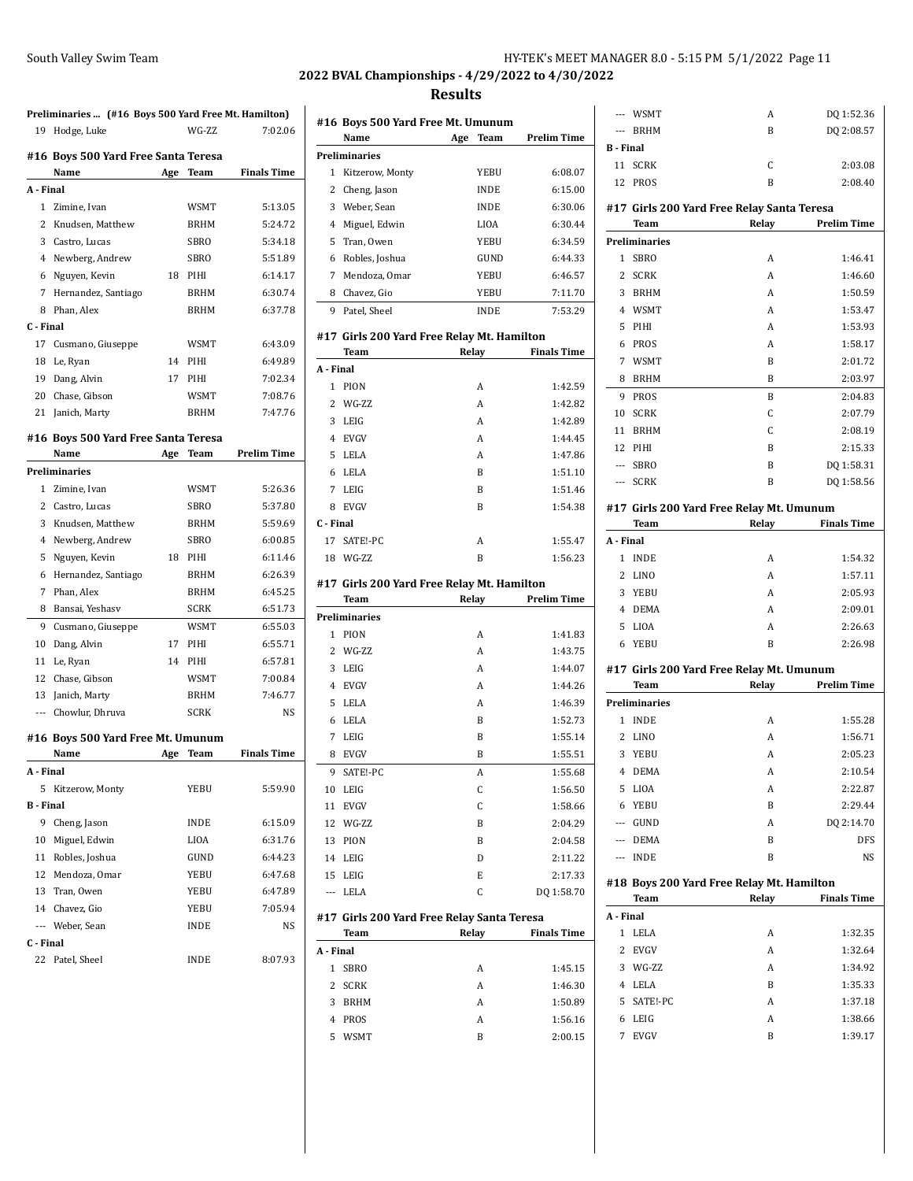## 2022 BVAL Championships - 4/29/2022 to 4/30/2022

## Results

**Preliminaries ... (#16 Boys 500 Yard Free Mt. Hamilton)**

| | Name | Age | Team | Prelim Time |
|---|---|---|---|---|
| 19 | Hodge, Luke | | WG-ZZ | 7:02.06 |

### #16 Boys 500 Yard Free Santa Teresa

| | Name | Age | Team | Finals Time |
|---|---|---|---|---|
| **A - Final** | | | | |
| 1 | Zimine, Ivan | | WSMT | 5:13.05 |
| 2 | Knudsen, Matthew | | BRHM | 5:24.72 |
| 3 | Castro, Lucas | | SBRO | 5:34.18 |
| 4 | Newberg, Andrew | | SBRO | 5:51.89 |
| 6 | Nguyen, Kevin | 18 | PIHI | 6:14.17 |
| 7 | Hernandez, Santiago | | BRHM | 6:30.74 |
| 8 | Phan, Alex | | BRHM | 6:37.78 |
| **C - Final** | | | | |
| 17 | Cusmano, Giuseppe | | WSMT | 6:43.09 |
| 18 | Le, Ryan | 14 | PIHI | 6:49.89 |
| 19 | Dang, Alvin | 17 | PIHI | 7:02.34 |
| 20 | Chase, Gibson | | WSMT | 7:08.76 |
| 21 | Janich, Marty | | BRHM | 7:47.76 |

### #16 Boys 500 Yard Free Santa Teresa

| | Name | Age | Team | Prelim Time |
|---|---|---|---|---|
| **Preliminaries** | | | | |
| 1 | Zimine, Ivan | | WSMT | 5:26.36 |
| 2 | Castro, Lucas | | SBRO | 5:37.80 |
| 3 | Knudsen, Matthew | | BRHM | 5:59.69 |
| 4 | Newberg, Andrew | | SBRO | 6:00.85 |
| 5 | Nguyen, Kevin | 18 | PIHI | 6:11.46 |
| 6 | Hernandez, Santiago | | BRHM | 6:26.39 |
| 7 | Phan, Alex | | BRHM | 6:45.25 |
| 8 | Bansai, Yeshasv | | SCRK | 6:51.73 |
| 9 | Cusmano, Giuseppe | | WSMT | 6:55.03 |
| 10 | Dang, Alvin | 17 | PIHI | 6:55.71 |
| 11 | Le, Ryan | 14 | PIHI | 6:57.81 |
| 12 | Chase, Gibson | | WSMT | 7:00.84 |
| 13 | Janich, Marty | | BRHM | 7:46.77 |
| --- | Chowlur, Dhruva | | SCRK | NS |

### #16 Boys 500 Yard Free Mt. Umunum

| | Name | Age | Team | Finals Time |
|---|---|---|---|---|
| **A - Final** | | | | |
| 5 | Kitzerow, Monty | | YEBU | 5:59.90 |
| **B - Final** | | | | |
| 9 | Cheng, Jason | | INDE | 6:15.09 |
| 10 | Miguel, Edwin | | LIOA | 6:31.76 |
| 11 | Robles, Joshua | | GUND | 6:44.23 |
| 12 | Mendoza, Omar | | YEBU | 6:47.68 |
| 13 | Tran, Owen | | YEBU | 6:47.89 |
| 14 | Chavez, Gio | | YEBU | 7:05.94 |
| --- | Weber, Sean | | INDE | NS |
| **C - Final** | | | | |
| 22 | Patel, Sheel | | INDE | 8:07.93 |

### #16 Boys 500 Yard Free Mt. Umunum

| | Name | Age | Team | Prelim Time |
|---|---|---|---|---|
| **Preliminaries** | | | | |
| 1 | Kitzerow, Monty | | YEBU | 6:08.07 |
| 2 | Cheng, Jason | | INDE | 6:15.00 |
| 3 | Weber, Sean | | INDE | 6:30.06 |
| 4 | Miguel, Edwin | | LIOA | 6:30.44 |
| 5 | Tran, Owen | | YEBU | 6:34.59 |
| 6 | Robles, Joshua | | GUND | 6:44.33 |
| 7 | Mendoza, Omar | | YEBU | 6:46.57 |
| 8 | Chavez, Gio | | YEBU | 7:11.70 |
| 9 | Patel, Sheel | | INDE | 7:53.29 |

### #17 Girls 200 Yard Free Relay Mt. Hamilton

| | Team | Relay | Finals Time |
|---|---|---|---|
| **A - Final** | | | |
| 1 | PION | A | 1:42.59 |
| 2 | WG-ZZ | A | 1:42.82 |
| 3 | LEIG | A | 1:42.89 |
| 4 | EVGV | A | 1:44.45 |
| 5 | LELA | A | 1:47.86 |
| 6 | LELA | B | 1:51.10 |
| 7 | LEIG | B | 1:51.46 |
| 8 | EVGV | B | 1:54.38 |
| **C - Final** | | | |
| 17 | SATE!-PC | A | 1:55.47 |
| 18 | WG-ZZ | B | 1:56.23 |

### #17 Girls 200 Yard Free Relay Mt. Hamilton

| | Team | Relay | Prelim Time |
|---|---|---|---|
| **Preliminaries** | | | |
| 1 | PION | A | 1:41.83 |
| 2 | WG-ZZ | A | 1:43.75 |
| 3 | LEIG | A | 1:44.07 |
| 4 | EVGV | A | 1:44.26 |
| 5 | LELA | A | 1:46.39 |
| 6 | LELA | B | 1:52.73 |
| 7 | LEIG | B | 1:55.14 |
| 8 | EVGV | B | 1:55.51 |
| 9 | SATE!-PC | A | 1:55.68 |
| 10 | LEIG | C | 1:56.50 |
| 11 | EVGV | C | 1:58.66 |
| 12 | WG-ZZ | B | 2:04.29 |
| 13 | PION | B | 2:04.58 |
| 14 | LEIG | D | 2:11.22 |
| 15 | LEIG | E | 2:17.33 |
| --- | LELA | C | DQ 1:58.70 |

### #17 Girls 200 Yard Free Relay Santa Teresa

| | Team | Relay | Finals Time |
|---|---|---|---|
| **A - Final** | | | |
| 1 | SBRO | A | 1:45.15 |
| 2 | SCRK | A | 1:46.30 |
| 3 | BRHM | A | 1:50.89 |
| 4 | PROS | A | 1:56.16 |
| 5 | WSMT | B | 2:00.15 |
| --- | WSMT | A | DQ 1:52.36 |
| --- | BRHM | B | DQ 2:08.57 |
| **B - Final** | | | |
| 11 | SCRK | C | 2:03.08 |
| 12 | PROS | B | 2:08.40 |

### #17 Girls 200 Yard Free Relay Santa Teresa

| | Team | Relay | Prelim Time |
|---|---|---|---|
| **Preliminaries** | | | |
| 1 | SBRO | A | 1:46.41 |
| 2 | SCRK | A | 1:46.60 |
| 3 | BRHM | A | 1:50.59 |
| 4 | WSMT | A | 1:53.47 |
| 5 | PIHI | A | 1:53.93 |
| 6 | PROS | A | 1:58.17 |
| 7 | WSMT | B | 2:01.72 |
| 8 | BRHM | B | 2:03.97 |
| 9 | PROS | B | 2:04.83 |
| 10 | SCRK | C | 2:07.79 |
| 11 | BRHM | C | 2:08.19 |
| 12 | PIHI | B | 2:15.33 |
| --- | SBRO | B | DQ 1:58.31 |
| --- | SCRK | B | DQ 1:58.56 |

### #17 Girls 200 Yard Free Relay Mt. Umunum

| | Team | Relay | Finals Time |
|---|---|---|---|
| **A - Final** | | | |
| 1 | INDE | A | 1:54.32 |
| 2 | LINO | A | 1:57.11 |
| 3 | YEBU | A | 2:05.93 |
| 4 | DEMA | A | 2:09.01 |
| 5 | LIOA | A | 2:26.63 |
| 6 | YEBU | B | 2:26.98 |

### #17 Girls 200 Yard Free Relay Mt. Umunum

| | Team | Relay | Prelim Time |
|---|---|---|---|
| **Preliminaries** | | | |
| 1 | INDE | A | 1:55.28 |
| 2 | LINO | A | 1:56.71 |
| 3 | YEBU | A | 2:05.23 |
| 4 | DEMA | A | 2:10.54 |
| 5 | LIOA | A | 2:22.87 |
| 6 | YEBU | B | 2:29.44 |
| --- | GUND | A | DQ 2:14.70 |
| --- | DEMA | B | DFS |
| --- | INDE | B | NS |

### #18 Boys 200 Yard Free Relay Mt. Hamilton

| | Team | Relay | Finals Time |
|---|---|---|---|
| **A - Final** | | | |
| 1 | LELA | A | 1:32.35 |
| 2 | EVGV | A | 1:32.64 |
| 3 | WG-ZZ | A | 1:34.92 |
| 4 | LELA | B | 1:35.33 |
| 5 | SATE!-PC | A | 1:37.18 |
| 6 | LEIG | A | 1:38.66 |
| 7 | EVGV | B | 1:39.17 |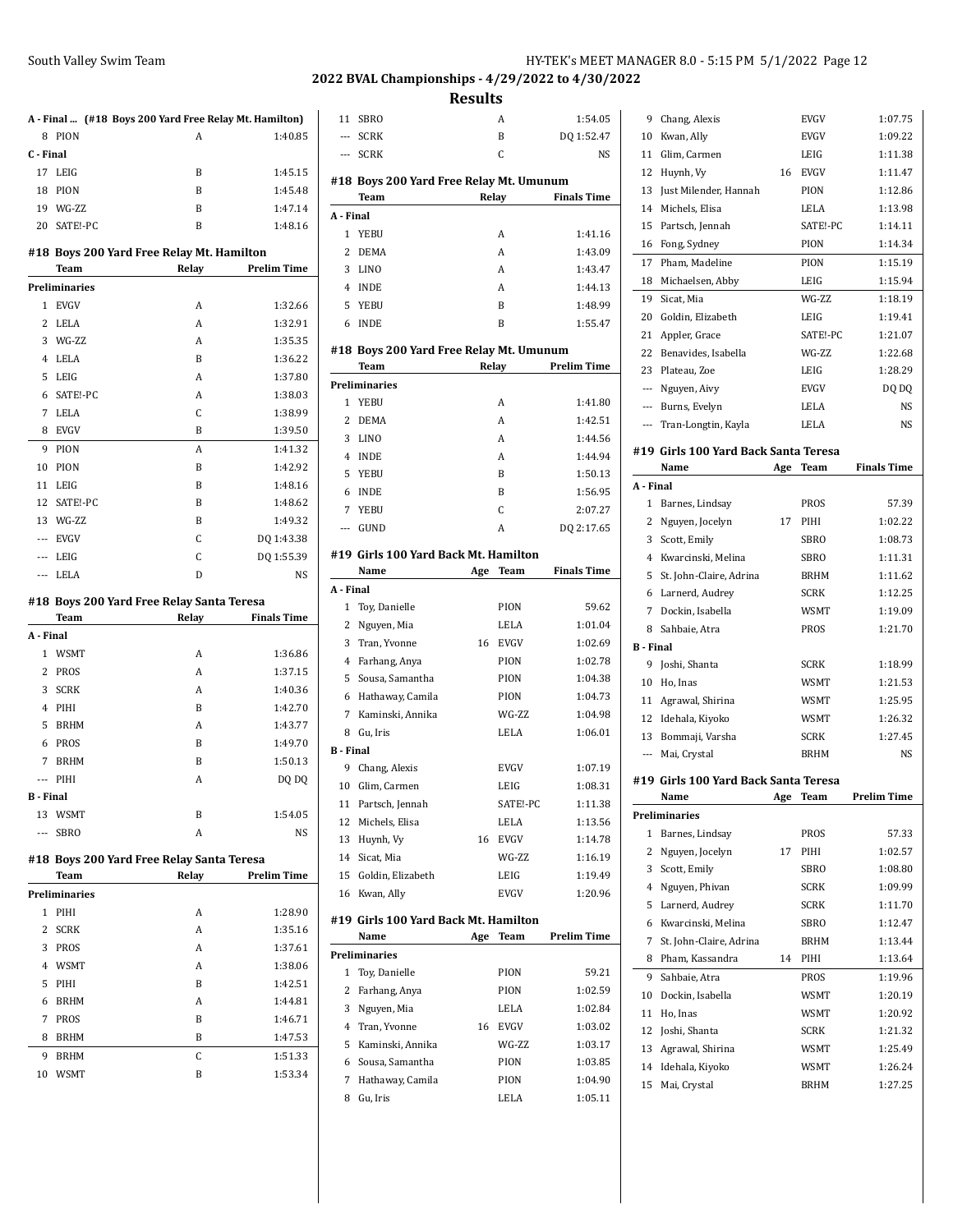## 2022 BVAL Championships - 4/29/2022 to 4/30/2022

### Results

**A - Final ... (#18 Boys 200 Yard Free Relay Mt. Hamilton)**

| | Team | Relay | Finals Time |
|---|---|---|---|
| 8 | PION | A | 1:40.85 |
| **C - Final** | | | |
| 17 | LEIG | B | 1:45.15 |
| 18 | PION | B | 1:45.48 |
| 19 | WG-ZZ | B | 1:47.14 |
| 20 | SATE!-PC | B | 1:48.16 |

### #18 Boys 200 Yard Free Relay Mt. Hamilton

| | Team | Relay | Prelim Time |
|---|---|---|---|
| **Preliminaries** | | | |
| 1 | EVGV | A | 1:32.66 |
| 2 | LELA | A | 1:32.91 |
| 3 | WG-ZZ | A | 1:35.35 |
| 4 | LELA | B | 1:36.22 |
| 5 | LEIG | A | 1:37.80 |
| 6 | SATE!-PC | A | 1:38.03 |
| 7 | LELA | C | 1:38.99 |
| 8 | EVGV | B | 1:39.50 |
| 9 | PION | A | 1:41.32 |
| 10 | PION | B | 1:42.92 |
| 11 | LEIG | B | 1:48.16 |
| 12 | SATE!-PC | B | 1:48.62 |
| 13 | WG-ZZ | B | 1:49.32 |
| --- | EVGV | C | DQ 1:43.38 |
| --- | LEIG | C | DQ 1:55.39 |
| --- | LELA | D | NS |

### #18 Boys 200 Yard Free Relay Santa Teresa

| | Team | Relay | Finals Time |
|---|---|---|---|
| **A - Final** | | | |
| 1 | WSMT | A | 1:36.86 |
| 2 | PROS | A | 1:37.15 |
| 3 | SCRK | A | 1:40.36 |
| 4 | PIHI | B | 1:42.70 |
| 5 | BRHM | A | 1:43.77 |
| 6 | PROS | B | 1:49.70 |
| 7 | BRHM | B | 1:50.13 |
| --- | PIHI | A | DQ DQ |
| **B - Final** | | | |
| 13 | WSMT | B | 1:54.05 |
| --- | SBRO | A | NS |
| 11 | SBRO | A | 1:54.05 |
| --- | SCRK | B | DQ 1:52.47 |
| --- | SCRK | C | NS |

### #18 Boys 200 Yard Free Relay Santa Teresa

| | Team | Relay | Prelim Time |
|---|---|---|---|
| **Preliminaries** | | | |
| 1 | PIHI | A | 1:28.90 |
| 2 | SCRK | A | 1:35.16 |
| 3 | PROS | A | 1:37.61 |
| 4 | WSMT | A | 1:38.06 |
| 5 | PIHI | B | 1:42.51 |
| 6 | BRHM | A | 1:44.81 |
| 7 | PROS | B | 1:46.71 |
| 8 | BRHM | B | 1:47.53 |
| 9 | BRHM | C | 1:51.33 |
| 10 | WSMT | B | 1:53.34 |

### #18 Boys 200 Yard Free Relay Mt. Umunum

| | Team | Relay | Finals Time |
|---|---|---|---|
| **A - Final** | | | |
| 1 | YEBU | A | 1:41.16 |
| 2 | DEMA | A | 1:43.09 |
| 3 | LINO | A | 1:43.47 |
| 4 | INDE | A | 1:44.13 |
| 5 | YEBU | B | 1:48.99 |
| 6 | INDE | B | 1:55.47 |

### #18 Boys 200 Yard Free Relay Mt. Umunum

| | Team | Relay | Prelim Time |
|---|---|---|---|
| **Preliminaries** | | | |
| 1 | YEBU | A | 1:41.80 |
| 2 | DEMA | A | 1:42.51 |
| 3 | LINO | A | 1:44.56 |
| 4 | INDE | A | 1:44.94 |
| 5 | YEBU | B | 1:50.13 |
| 6 | INDE | B | 1:56.95 |
| 7 | YEBU | C | 2:07.27 |
| --- | GUND | A | DQ 2:17.65 |

### #19 Girls 100 Yard Back Mt. Hamilton

| | Name | Age | Team | Finals Time |
|---|---|---|---|---|
| **A - Final** | | | | |
| 1 | Toy, Danielle | | PION | 59.62 |
| 2 | Nguyen, Mia | | LELA | 1:01.04 |
| 3 | Tran, Yvonne | 16 | EVGV | 1:02.69 |
| 4 | Farhang, Anya | | PION | 1:02.78 |
| 5 | Sousa, Samantha | | PION | 1:04.38 |
| 6 | Hathaway, Camila | | PION | 1:04.73 |
| 7 | Kaminski, Annika | | WG-ZZ | 1:04.98 |
| 8 | Gu, Iris | | LELA | 1:06.01 |
| **B - Final** | | | | |
| 9 | Chang, Alexis | | EVGV | 1:07.19 |
| 10 | Glim, Carmen | | LEIG | 1:08.31 |
| 11 | Partsch, Jennah | | SATE!-PC | 1:11.38 |
| 12 | Michels, Elisa | | LELA | 1:13.56 |
| 13 | Huynh, Vy | 16 | EVGV | 1:14.78 |
| 14 | Sicat, Mia | | WG-ZZ | 1:16.19 |
| 15 | Goldin, Elizabeth | | LEIG | 1:19.49 |
| 16 | Kwan, Ally | | EVGV | 1:20.96 |

### #19 Girls 100 Yard Back Mt. Hamilton

| | Name | Age | Team | Prelim Time |
|---|---|---|---|---|
| **Preliminaries** | | | | |
| 1 | Toy, Danielle | | PION | 59.21 |
| 2 | Farhang, Anya | | PION | 1:02.59 |
| 3 | Nguyen, Mia | | LELA | 1:02.84 |
| 4 | Tran, Yvonne | 16 | EVGV | 1:03.02 |
| 5 | Kaminski, Annika | | WG-ZZ | 1:03.17 |
| 6 | Sousa, Samantha | | PION | 1:03.85 |
| 7 | Hathaway, Camila | | PION | 1:04.90 |
| 8 | Gu, Iris | | LELA | 1:05.11 |
| 9 | Chang, Alexis | | EVGV | 1:07.75 |
| 10 | Kwan, Ally | | EVGV | 1:09.22 |
| 11 | Glim, Carmen | | LEIG | 1:11.38 |
| 12 | Huynh, Vy | 16 | EVGV | 1:11.47 |
| 13 | Just Milender, Hannah | | PION | 1:12.86 |
| 14 | Michels, Elisa | | LELA | 1:13.98 |
| 15 | Partsch, Jennah | | SATE!-PC | 1:14.11 |
| 16 | Fong, Sydney | | PION | 1:14.34 |
| 17 | Pham, Madeline | | PION | 1:15.19 |
| 18 | Michaelsen, Abby | | LEIG | 1:15.94 |
| 19 | Sicat, Mia | | WG-ZZ | 1:18.19 |
| 20 | Goldin, Elizabeth | | LEIG | 1:19.41 |
| 21 | Appler, Grace | | SATE!-PC | 1:21.07 |
| 22 | Benavides, Isabella | | WG-ZZ | 1:22.68 |
| 23 | Plateau, Zoe | | LEIG | 1:28.29 |
| --- | Nguyen, Aivy | | EVGV | DQ DQ |
| --- | Burns, Evelyn | | LELA | NS |
| --- | Tran-Longtin, Kayla | | LELA | NS |

### #19 Girls 100 Yard Back Santa Teresa

| | Name | Age | Team | Finals Time |
|---|---|---|---|---|
| **A - Final** | | | | |
| 1 | Barnes, Lindsay | | PROS | 57.39 |
| 2 | Nguyen, Jocelyn | 17 | PIHI | 1:02.22 |
| 3 | Scott, Emily | | SBRO | 1:08.73 |
| 4 | Kwarcinski, Melina | | SBRO | 1:11.31 |
| 5 | St. John-Claire, Adrina | | BRHM | 1:11.62 |
| 6 | Larnerd, Audrey | | SCRK | 1:12.25 |
| 7 | Dockin, Isabella | | WSMT | 1:19.09 |
| 8 | Sahbaie, Atra | | PROS | 1:21.70 |
| **B - Final** | | | | |
| 9 | Joshi, Shanta | | SCRK | 1:18.99 |
| 10 | Ho, Inas | | WSMT | 1:21.53 |
| 11 | Agrawal, Shirina | | WSMT | 1:25.95 |
| 12 | Idehala, Kiyoko | | WSMT | 1:26.32 |
| 13 | Bommaji, Varsha | | SCRK | 1:27.45 |
| --- | Mai, Crystal | | BRHM | NS |

### #19 Girls 100 Yard Back Santa Teresa

| | Name | Age | Team | Prelim Time |
|---|---|---|---|---|
| **Preliminaries** | | | | |
| 1 | Barnes, Lindsay | | PROS | 57.33 |
| 2 | Nguyen, Jocelyn | 17 | PIHI | 1:02.57 |
| 3 | Scott, Emily | | SBRO | 1:08.80 |
| 4 | Nguyen, Phivan | | SCRK | 1:09.99 |
| 5 | Larnerd, Audrey | | SCRK | 1:11.70 |
| 6 | Kwarcinski, Melina | | SBRO | 1:12.47 |
| 7 | St. John-Claire, Adrina | | BRHM | 1:13.44 |
| 8 | Pham, Kassandra | 14 | PIHI | 1:13.64 |
| 9 | Sahbaie, Atra | | PROS | 1:19.96 |
| 10 | Dockin, Isabella | | WSMT | 1:20.19 |
| 11 | Ho, Inas | | WSMT | 1:20.92 |
| 12 | Joshi, Shanta | | SCRK | 1:21.32 |
| 13 | Agrawal, Shirina | | WSMT | 1:25.49 |
| 14 | Idehala, Kiyoko | | WSMT | 1:26.24 |
| 15 | Mai, Crystal | | BRHM | 1:27.25 |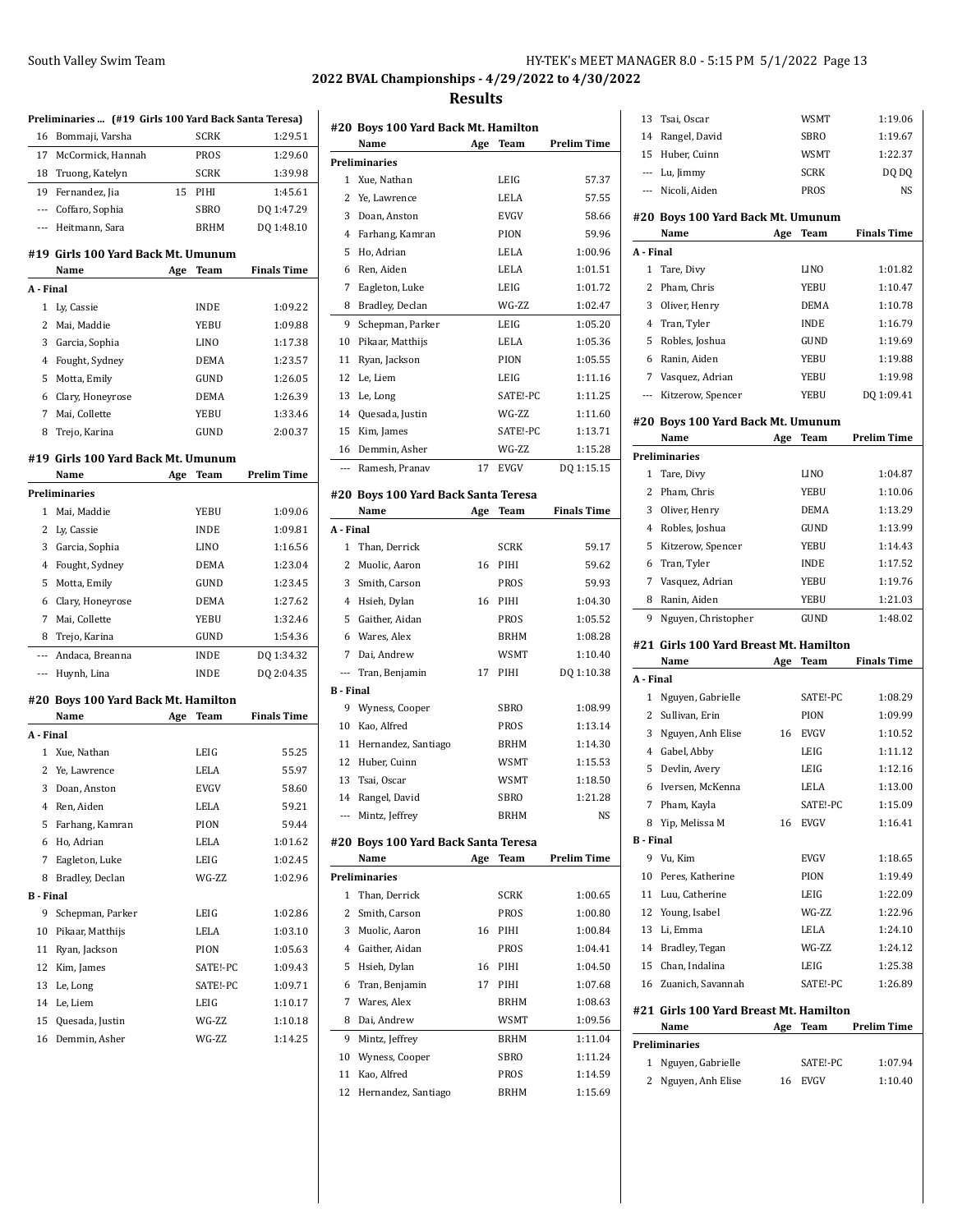## 2022 BVAL Championships - 4/29/2022 to 4/30/2022

## Results

### Preliminaries ... (#19 Girls 100 Yard Back Santa Teresa)

| | Name | Age | Team | Prelim Time |
|---|---|---|---|---|
| 16 | Bommaji, Varsha | | SCRK | 1:29.51 |
| 17 | McCormick, Hannah | | PROS | 1:29.60 |
| 18 | Truong, Katelyn | | SCRK | 1:39.98 |
| 19 | Fernandez, Jia | 15 | PIHI | 1:45.61 |
| --- | Coffaro, Sophia | | SBRO | DQ 1:47.29 |
| --- | Heitmann, Sara | | BRHM | DQ 1:48.10 |

### #19 Girls 100 Yard Back Mt. Umunum

| | Name | Age | Team | Finals Time |
|---|---|---|---|---|
| **A - Final** | | | | |
| 1 | Ly, Cassie | | INDE | 1:09.22 |
| 2 | Mai, Maddie | | YEBU | 1:09.88 |
| 3 | Garcia, Sophia | | LINO | 1:17.38 |
| 4 | Fought, Sydney | | DEMA | 1:23.57 |
| 5 | Motta, Emily | | GUND | 1:26.05 |
| 6 | Clary, Honeyrose | | DEMA | 1:26.39 |
| 7 | Mai, Collette | | YEBU | 1:33.46 |
| 8 | Trejo, Karina | | GUND | 2:00.37 |

### #19 Girls 100 Yard Back Mt. Umunum

| | Name | Age | Team | Prelim Time |
|---|---|---|---|---|
| **Preliminaries** | | | | |
| 1 | Mai, Maddie | | YEBU | 1:09.06 |
| 2 | Ly, Cassie | | INDE | 1:09.81 |
| 3 | Garcia, Sophia | | LINO | 1:16.56 |
| 4 | Fought, Sydney | | DEMA | 1:23.04 |
| 5 | Motta, Emily | | GUND | 1:23.45 |
| 6 | Clary, Honeyrose | | DEMA | 1:27.62 |
| 7 | Mai, Collette | | YEBU | 1:32.46 |
| 8 | Trejo, Karina | | GUND | 1:54.36 |
| --- | Andaca, Breanna | | INDE | DQ 1:34.32 |
| --- | Huynh, Lina | | INDE | DQ 2:04.35 |

### #20 Boys 100 Yard Back Mt. Hamilton

| | Name | Age | Team | Finals Time |
|---|---|---|---|---|
| **A - Final** | | | | |
| 1 | Xue, Nathan | | LEIG | 55.25 |
| 2 | Ye, Lawrence | | LELA | 55.97 |
| 3 | Doan, Anston | | EVGV | 58.60 |
| 4 | Ren, Aiden | | LELA | 59.21 |
| 5 | Farhang, Kamran | | PION | 59.44 |
| 6 | Ho, Adrian | | LELA | 1:01.62 |
| 7 | Eagleton, Luke | | LEIG | 1:02.45 |
| 8 | Bradley, Declan | | WG-ZZ | 1:02.96 |
| **B - Final** | | | | |
| 9 | Schepman, Parker | | LEIG | 1:02.86 |
| 10 | Pikaar, Matthijs | | LELA | 1:03.10 |
| 11 | Ryan, Jackson | | PION | 1:05.63 |
| 12 | Kim, James | | SATE!-PC | 1:09.43 |
| 13 | Le, Long | | SATE!-PC | 1:09.71 |
| 14 | Le, Liem | | LEIG | 1:10.17 |
| 15 | Quesada, Justin | | WG-ZZ | 1:10.18 |
| 16 | Demmin, Asher | | WG-ZZ | 1:14.25 |

### #20 Boys 100 Yard Back Mt. Hamilton

| | Name | Age | Team | Prelim Time |
|---|---|---|---|---|
| **Preliminaries** | | | | |
| 1 | Xue, Nathan | | LEIG | 57.37 |
| 2 | Ye, Lawrence | | LELA | 57.55 |
| 3 | Doan, Anston | | EVGV | 58.66 |
| 4 | Farhang, Kamran | | PION | 59.96 |
| 5 | Ho, Adrian | | LELA | 1:00.96 |
| 6 | Ren, Aiden | | LELA | 1:01.51 |
| 7 | Eagleton, Luke | | LEIG | 1:01.72 |
| 8 | Bradley, Declan | | WG-ZZ | 1:02.47 |
| 9 | Schepman, Parker | | LEIG | 1:05.20 |
| 10 | Pikaar, Matthijs | | LELA | 1:05.36 |
| 11 | Ryan, Jackson | | PION | 1:05.55 |
| 12 | Le, Liem | | LEIG | 1:11.16 |
| 13 | Le, Long | | SATE!-PC | 1:11.25 |
| 14 | Quesada, Justin | | WG-ZZ | 1:11.60 |
| 15 | Kim, James | | SATE!-PC | 1:13.71 |
| 16 | Demmin, Asher | | WG-ZZ | 1:15.28 |
| --- | Ramesh, Pranav | 17 | EVGV | DQ 1:15.15 |

### #20 Boys 100 Yard Back Santa Teresa

| | Name | Age | Team | Finals Time |
|---|---|---|---|---|
| **A - Final** | | | | |
| 1 | Than, Derrick | | SCRK | 59.17 |
| 2 | Muolic, Aaron | 16 | PIHI | 59.62 |
| 3 | Smith, Carson | | PROS | 59.93 |
| 4 | Hsieh, Dylan | 16 | PIHI | 1:04.30 |
| 5 | Gaither, Aidan | | PROS | 1:05.52 |
| 6 | Wares, Alex | | BRHM | 1:08.28 |
| 7 | Dai, Andrew | | WSMT | 1:10.40 |
| --- | Tran, Benjamin | 17 | PIHI | DQ 1:10.38 |
| **B - Final** | | | | |
| 9 | Wyness, Cooper | | SBRO | 1:08.99 |
| 10 | Kao, Alfred | | PROS | 1:13.14 |
| 11 | Hernandez, Santiago | | BRHM | 1:14.30 |
| 12 | Huber, Cuinn | | WSMT | 1:15.53 |
| 13 | Tsai, Oscar | | WSMT | 1:18.50 |
| 14 | Rangel, David | | SBRO | 1:21.28 |
| --- | Mintz, Jeffrey | | BRHM | NS |

### #20 Boys 100 Yard Back Santa Teresa

| | Name | Age | Team | Prelim Time |
|---|---|---|---|---|
| **Preliminaries** | | | | |
| 1 | Than, Derrick | | SCRK | 1:00.65 |
| 2 | Smith, Carson | | PROS | 1:00.80 |
| 3 | Muolic, Aaron | 16 | PIHI | 1:00.84 |
| 4 | Gaither, Aidan | | PROS | 1:04.41 |
| 5 | Hsieh, Dylan | 16 | PIHI | 1:04.50 |
| 6 | Tran, Benjamin | 17 | PIHI | 1:07.68 |
| 7 | Wares, Alex | | BRHM | 1:08.63 |
| 8 | Dai, Andrew | | WSMT | 1:09.56 |
| 9 | Mintz, Jeffrey | | BRHM | 1:11.04 |
| 10 | Wyness, Cooper | | SBRO | 1:11.24 |
| 11 | Kao, Alfred | | PROS | 1:14.59 |
| 12 | Hernandez, Santiago | | BRHM | 1:15.69 |
| 13 | Tsai, Oscar | | WSMT | 1:19.06 |
| 14 | Rangel, David | | SBRO | 1:19.67 |
| 15 | Huber, Cuinn | | WSMT | 1:22.37 |
| --- | Lu, Jimmy | | SCRK | DQ DQ |
| --- | Nicoli, Aiden | | PROS | NS |

### #20 Boys 100 Yard Back Mt. Umunum

| | Name | Age | Team | Finals Time |
|---|---|---|---|---|
| **A - Final** | | | | |
| 1 | Tare, Divy | | LINO | 1:01.82 |
| 2 | Pham, Chris | | YEBU | 1:10.47 |
| 3 | Oliver, Henry | | DEMA | 1:10.78 |
| 4 | Tran, Tyler | | INDE | 1:16.79 |
| 5 | Robles, Joshua | | GUND | 1:19.69 |
| 6 | Ranin, Aiden | | YEBU | 1:19.88 |
| 7 | Vasquez, Adrian | | YEBU | 1:19.98 |
| --- | Kitzerow, Spencer | | YEBU | DQ 1:09.41 |

### #20 Boys 100 Yard Back Mt. Umunum

| | Name | Age | Team | Prelim Time |
|---|---|---|---|---|
| **Preliminaries** | | | | |
| 1 | Tare, Divy | | LINO | 1:04.87 |
| 2 | Pham, Chris | | YEBU | 1:10.06 |
| 3 | Oliver, Henry | | DEMA | 1:13.29 |
| 4 | Robles, Joshua | | GUND | 1:13.99 |
| 5 | Kitzerow, Spencer | | YEBU | 1:14.43 |
| 6 | Tran, Tyler | | INDE | 1:17.52 |
| 7 | Vasquez, Adrian | | YEBU | 1:19.76 |
| 8 | Ranin, Aiden | | YEBU | 1:21.03 |
| 9 | Nguyen, Christopher | | GUND | 1:48.02 |

### #21 Girls 100 Yard Breast Mt. Hamilton

| | Name | Age | Team | Finals Time |
|---|---|---|---|---|
| **A - Final** | | | | |
| 1 | Nguyen, Gabrielle | | SATE!-PC | 1:08.29 |
| 2 | Sullivan, Erin | | PION | 1:09.99 |
| 3 | Nguyen, Anh Elise | 16 | EVGV | 1:10.52 |
| 4 | Gabel, Abby | | LEIG | 1:11.12 |
| 5 | Devlin, Avery | | LEIG | 1:12.16 |
| 6 | Iversen, McKenna | | LELA | 1:13.00 |
| 7 | Pham, Kayla | | SATE!-PC | 1:15.09 |
| 8 | Yip, Melissa M | 16 | EVGV | 1:16.41 |
| **B - Final** | | | | |
| 9 | Vu, Kim | | EVGV | 1:18.65 |
| 10 | Peres, Katherine | | PION | 1:19.49 |
| 11 | Luu, Catherine | | LEIG | 1:22.09 |
| 12 | Young, Isabel | | WG-ZZ | 1:22.96 |
| 13 | Li, Emma | | LELA | 1:24.10 |
| 14 | Bradley, Tegan | | WG-ZZ | 1:24.12 |
| 15 | Chan, Indalina | | LEIG | 1:25.38 |
| 16 | Zuanich, Savannah | | SATE!-PC | 1:26.89 |

### #21 Girls 100 Yard Breast Mt. Hamilton

| | Name | Age | Team | Prelim Time |
|---|---|---|---|---|
| **Preliminaries** | | | | |
| 1 | Nguyen, Gabrielle | | SATE!-PC | 1:07.94 |
| 2 | Nguyen, Anh Elise | 16 | EVGV | 1:10.40 |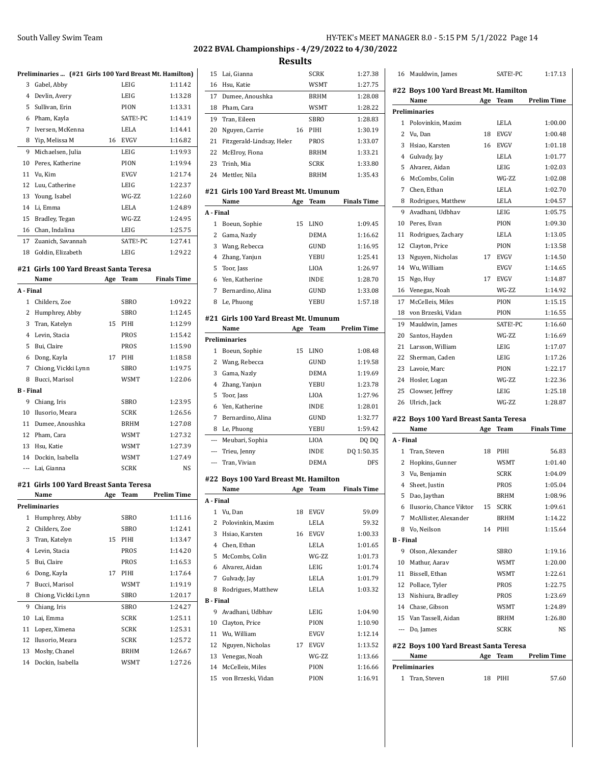## 2022 BVAL Championships - 4/29/2022 to 4/30/2022

## Results

**Preliminaries ... (#21 Girls 100 Yard Breast Mt. Hamilton)**

| | Name | Age | Team | Prelim Time |
|---|---|---|---|---|
| 3 | Gabel, Abby | | LEIG | 1:11.42 |
| 4 | Devlin, Avery | | LEIG | 1:13.28 |
| 5 | Sullivan, Erin | | PION | 1:13.31 |
| 6 | Pham, Kayla | | SATE!-PC | 1:14.19 |
| 7 | Iversen, McKenna | | LELA | 1:14.41 |
| 8 | Yip, Melissa M | 16 | EVGV | 1:16.82 |
| 9 | Michaelsen, Julia | | LEIG | 1:19.93 |
| 10 | Peres, Katherine | | PION | 1:19.94 |
| 11 | Vu, Kim | | EVGV | 1:21.74 |
| 12 | Luu, Catherine | | LEIG | 1:22.37 |
| 13 | Young, Isabel | | WG-ZZ | 1:22.60 |
| 14 | Li, Emma | | LELA | 1:24.89 |
| 15 | Bradley, Tegan | | WG-ZZ | 1:24.95 |
| 16 | Chan, Indalina | | LEIG | 1:25.75 |
| 17 | Zuanich, Savannah | | SATE!-PC | 1:27.41 |
| 18 | Goldin, Elizabeth | | LEIG | 1:29.22 |

### #21 Girls 100 Yard Breast Santa Teresa

| | Name | Age | Team | Finals Time |
|---|---|---|---|---|
| **A - Final** | | | | |
| 1 | Childers, Zoe | | SBRO | 1:09.22 |
| 2 | Humphrey, Abby | | SBRO | 1:12.45 |
| 3 | Tran, Katelyn | 15 | PIHI | 1:12.99 |
| 4 | Levin, Stacia | | PROS | 1:15.42 |
| 5 | Bui, Claire | | PROS | 1:15.90 |
| 6 | Dong, Kayla | 17 | PIHI | 1:18.58 |
| 7 | Chiong, Vickki Lynn | | SBRO | 1:19.75 |
| 8 | Bucci, Marisol | | WSMT | 1:22.06 |
| **B - Final** | | | | |
| 9 | Chiang, Iris | | SBRO | 1:23.95 |
| 10 | Ilusorio, Meara | | SCRK | 1:26.56 |
| 11 | Dumee, Anoushka | | BRHM | 1:27.08 |
| 12 | Pham, Cara | | WSMT | 1:27.32 |
| 13 | Hsu, Katie | | WSMT | 1:27.39 |
| 14 | Dockin, Isabella | | WSMT | 1:27.49 |
| --- | Lai, Gianna | | SCRK | NS |

### #21 Girls 100 Yard Breast Santa Teresa

| | Name | Age | Team | Prelim Time |
|---|---|---|---|---|
| **Preliminaries** | | | | |
| 1 | Humphrey, Abby | | SBRO | 1:11.16 |
| 2 | Childers, Zoe | | SBRO | 1:12.41 |
| 3 | Tran, Katelyn | 15 | PIHI | 1:13.47 |
| 4 | Levin, Stacia | | PROS | 1:14.20 |
| 5 | Bui, Claire | | PROS | 1:16.53 |
| 6 | Dong, Kayla | 17 | PIHI | 1:17.64 |
| 7 | Bucci, Marisol | | WSMT | 1:19.19 |
| 8 | Chiong, Vickki Lynn | | SBRO | 1:20.17 |
| 9 | Chiang, Iris | | SBRO | 1:24.27 |
| 10 | Lai, Emma | | SCRK | 1:25.11 |
| 11 | Lopez, Ximena | | SCRK | 1:25.31 |
| 12 | Ilusorio, Meara | | SCRK | 1:25.72 |
| 13 | Moshy, Chanel | | BRHM | 1:26.67 |
| 14 | Dockin, Isabella | | WSMT | 1:27.26 |
| 15 | Lai, Gianna | | SCRK | 1:27.38 |
| 16 | Hsu, Katie | | WSMT | 1:27.75 |
| 17 | Dumee, Anoushka | | BRHM | 1:28.08 |
| 18 | Pham, Cara | | WSMT | 1:28.22 |
| 19 | Tran, Eileen | | SBRO | 1:28.83 |
| 20 | Nguyen, Carrie | 16 | PIHI | 1:30.19 |
| 21 | Fitzgerald-Lindsay, Heler | | PROS | 1:33.07 |
| 22 | McElroy, Fiona | | BRHM | 1:33.21 |
| 23 | Trinh, Mia | | SCRK | 1:33.80 |
| 24 | Mettler, Nila | | BRHM | 1:35.43 |

### #21 Girls 100 Yard Breast Mt. Umunum

| | Name | Age | Team | Finals Time |
|---|---|---|---|---|
| **A - Final** | | | | |
| 1 | Boeun, Sophie | 15 | LINO | 1:09.45 |
| 2 | Gama, Nazly | | DEMA | 1:16.62 |
| 3 | Wang, Rebecca | | GUND | 1:16.95 |
| 4 | Zhang, Yanjun | | YEBU | 1:25.41 |
| 5 | Toor, Jass | | LIOA | 1:26.97 |
| 6 | Yen, Katherine | | INDE | 1:28.70 |
| 7 | Bernardino, Alina | | GUND | 1:33.08 |
| 8 | Le, Phuong | | YEBU | 1:57.18 |

### #21 Girls 100 Yard Breast Mt. Umunum

| | Name | Age | Team | Prelim Time |
|---|---|---|---|---|
| **Preliminaries** | | | | |
| 1 | Boeun, Sophie | 15 | LINO | 1:08.48 |
| 2 | Wang, Rebecca | | GUND | 1:19.58 |
| 3 | Gama, Nazly | | DEMA | 1:19.69 |
| 4 | Zhang, Yanjun | | YEBU | 1:23.78 |
| 5 | Toor, Jass | | LIOA | 1:27.96 |
| 6 | Yen, Katherine | | INDE | 1:28.01 |
| 7 | Bernardino, Alina | | GUND | 1:32.77 |
| 8 | Le, Phuong | | YEBU | 1:59.42 |
| --- | Meubari, Sophia | | LIOA | DQ DQ |
| --- | Trieu, Jenny | | INDE | DQ 1:50.35 |
| --- | Tran, Vivian | | DEMA | DFS |

### #22 Boys 100 Yard Breast Mt. Hamilton

| | Name | Age | Team | Finals Time |
|---|---|---|---|---|
| **A - Final** | | | | |
| 1 | Vu, Dan | 18 | EVGV | 59.09 |
| 2 | Polovinkin, Maxim | | LELA | 59.32 |
| 3 | Hsiao, Karsten | 16 | EVGV | 1:00.33 |
| 4 | Chen, Ethan | | LELA | 1:01.65 |
| 5 | McCombs, Colin | | WG-ZZ | 1:01.73 |
| 6 | Alvarez, Aidan | | LEIG | 1:01.74 |
| 7 | Gulvady, Jay | | LELA | 1:01.79 |
| 8 | Rodrigues, Matthew | | LELA | 1:03.32 |
| **B - Final** | | | | |
| 9 | Avadhani, Udbhav | | LEIG | 1:04.90 |
| 10 | Clayton, Price | | PION | 1:10.90 |
| 11 | Wu, William | | EVGV | 1:12.14 |
| 12 | Nguyen, Nicholas | 17 | EVGV | 1:13.52 |
| 13 | Venegas, Noah | | WG-ZZ | 1:13.66 |
| 14 | McCelleis, Miles | | PION | 1:16.66 |
| 15 | von Brzeski, Vidan | | PION | 1:16.91 |
| 16 | Mauldwin, James | | SATE!-PC | 1:17.13 |

### #22 Boys 100 Yard Breast Mt. Hamilton

| | Name | Age | Team | Prelim Time |
|---|---|---|---|---|
| **Preliminaries** | | | | |
| 1 | Polovinkin, Maxim | | LELA | 1:00.00 |
| 2 | Vu, Dan | 18 | EVGV | 1:00.48 |
| 3 | Hsiao, Karsten | 16 | EVGV | 1:01.18 |
| 4 | Gulvady, Jay | | LELA | 1:01.77 |
| 5 | Alvarez, Aidan | | LEIG | 1:02.03 |
| 6 | McCombs, Colin | | WG-ZZ | 1:02.08 |
| 7 | Chen, Ethan | | LELA | 1:02.70 |
| 8 | Rodrigues, Matthew | | LELA | 1:04.57 |
| 9 | Avadhani, Udbhav | | LEIG | 1:05.75 |
| 10 | Peres, Evan | | PION | 1:09.30 |
| 11 | Rodrigues, Zachary | | LELA | 1:13.05 |
| 12 | Clayton, Price | | PION | 1:13.58 |
| 13 | Nguyen, Nicholas | 17 | EVGV | 1:14.50 |
| 14 | Wu, William | | EVGV | 1:14.65 |
| 15 | Ngo, Huy | 17 | EVGV | 1:14.87 |
| 16 | Venegas, Noah | | WG-ZZ | 1:14.92 |
| 17 | McCelleis, Miles | | PION | 1:15.15 |
| 18 | von Brzeski, Vidan | | PION | 1:16.55 |
| 19 | Mauldwin, James | | SATE!-PC | 1:16.60 |
| 20 | Santos, Hayden | | WG-ZZ | 1:16.69 |
| 21 | Larsson, William | | LEIG | 1:17.07 |
| 22 | Sherman, Caden | | LEIG | 1:17.26 |
| 23 | Lavoie, Marc | | PION | 1:22.17 |
| 24 | Hosler, Logan | | WG-ZZ | 1:22.36 |
| 25 | Clowser, Jeffrey | | LEIG | 1:25.18 |
| 26 | Ulrich, Jack | | WG-ZZ | 1:28.87 |

### #22 Boys 100 Yard Breast Santa Teresa

| | Name | Age | Team | Finals Time |
|---|---|---|---|---|
| **A - Final** | | | | |
| 1 | Tran, Steven | 18 | PIHI | 56.83 |
| 2 | Hopkins, Gunner | | WSMT | 1:01.40 |
| 3 | Vu, Benjamin | | SCRK | 1:04.09 |
| 4 | Sheet, Justin | | PROS | 1:05.04 |
| 5 | Dao, Jaythan | | BRHM | 1:08.96 |
| 6 | Ilusorio, Chance Viktor | 15 | SCRK | 1:09.61 |
| 7 | McAllister, Alexander | | BRHM | 1:14.22 |
| 8 | Vo, Neilson | 14 | PIHI | 1:15.64 |
| **B - Final** | | | | |
| 9 | Olson, Alexander | | SBRO | 1:19.16 |
| 10 | Mathur, Aarav | | WSMT | 1:20.00 |
| 11 | Bissell, Ethan | | WSMT | 1:22.61 |
| 12 | Pollace, Tyler | | PROS | 1:22.75 |
| 13 | Nishiura, Bradley | | PROS | 1:23.69 |
| 14 | Chase, Gibson | | WSMT | 1:24.89 |
| 15 | Van Tassell, Aidan | | BRHM | 1:26.80 |
| --- | Do, James | | SCRK | NS |

### #22 Boys 100 Yard Breast Santa Teresa

| | Name | Age | Team | Prelim Time |
|---|---|---|---|---|
| **Preliminaries** | | | | |
| 1 | Tran, Steven | 18 | PIHI | 57.60 |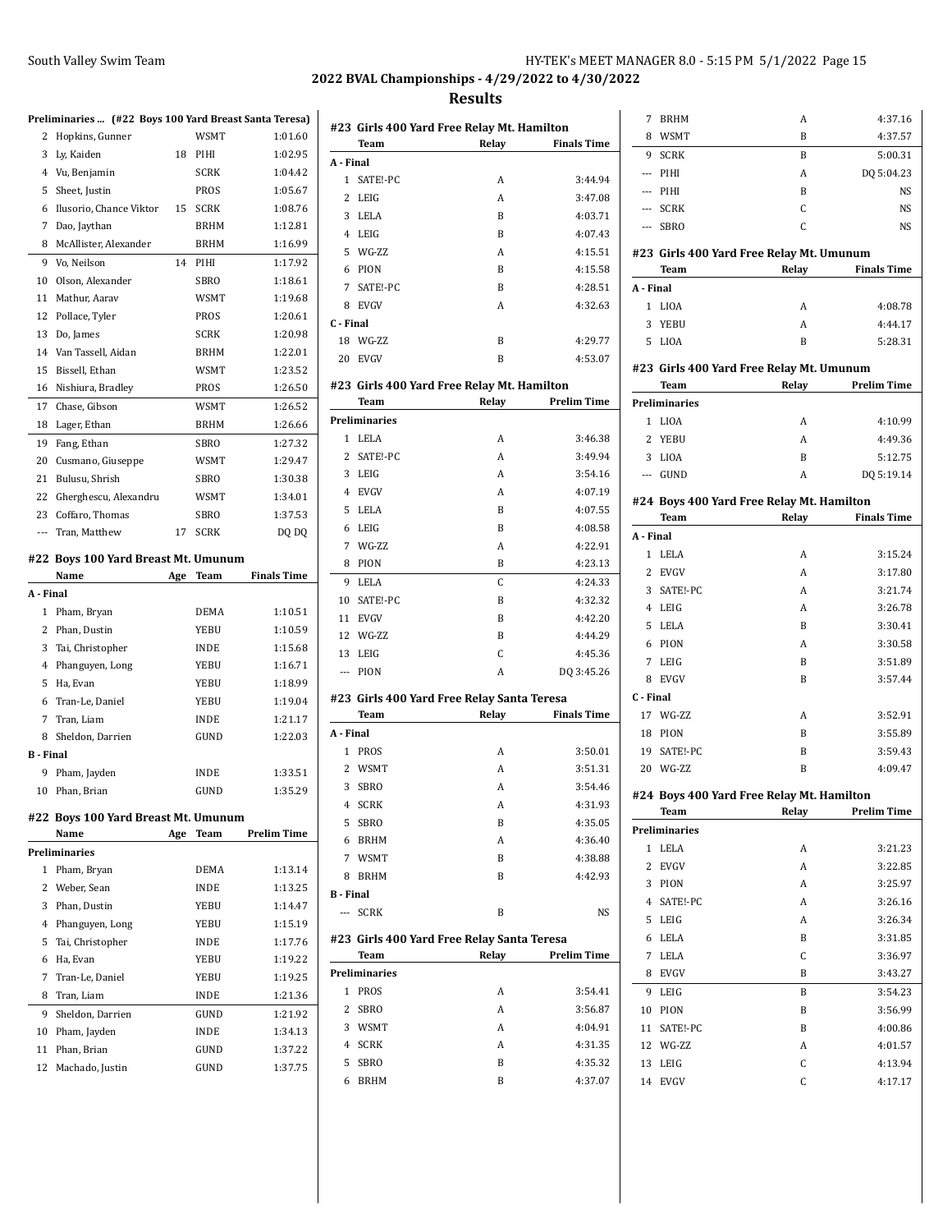## 2022 BVAL Championships - 4/29/2022 to 4/30/2022

## Results

### Preliminaries ... (#22 Boys 100 Yard Breast Santa Teresa)

| | Name | Age | Team | Prelim Time |
|---|---|---|---|---|
| 2 | Hopkins, Gunner | | WSMT | 1:01.60 |
| 3 | Ly, Kaiden | 18 | PIHI | 1:02.95 |
| 4 | Vu, Benjamin | | SCRK | 1:04.42 |
| 5 | Sheet, Justin | | PROS | 1:05.67 |
| 6 | Ilusorio, Chance Viktor | 15 | SCRK | 1:08.76 |
| 7 | Dao, Jaythan | | BRHM | 1:12.81 |
| 8 | McAllister, Alexander | | BRHM | 1:16.99 |
| 9 | Vo, Neilson | 14 | PIHI | 1:17.92 |
| 10 | Olson, Alexander | | SBRO | 1:18.61 |
| 11 | Mathur, Aarav | | WSMT | 1:19.68 |
| 12 | Pollace, Tyler | | PROS | 1:20.61 |
| 13 | Do, James | | SCRK | 1:20.98 |
| 14 | Van Tassell, Aidan | | BRHM | 1:22.01 |
| 15 | Bissell, Ethan | | WSMT | 1:23.52 |
| 16 | Nishiura, Bradley | | PROS | 1:26.50 |
| 17 | Chase, Gibson | | WSMT | 1:26.52 |
| 18 | Lager, Ethan | | BRHM | 1:26.66 |
| 19 | Fang, Ethan | | SBRO | 1:27.32 |
| 20 | Cusmano, Giuseppe | | WSMT | 1:29.47 |
| 21 | Bulusu, Shrish | | SBRO | 1:30.38 |
| 22 | Gherghescu, Alexandru | | WSMT | 1:34.01 |
| 23 | Coffaro, Thomas | | SBRO | 1:37.53 |
| --- | Tran, Matthew | 17 | SCRK | DQ DQ |

### #22 Boys 100 Yard Breast Mt. Umunum

| | Name | Age | Team | Finals Time |
|---|---|---|---|---|
| **A - Final** | | | | |
| 1 | Pham, Bryan | | DEMA | 1:10.51 |
| 2 | Phan, Dustin | | YEBU | 1:10.59 |
| 3 | Tai, Christopher | | INDE | 1:15.68 |
| 4 | Phanguyen, Long | | YEBU | 1:16.71 |
| 5 | Ha, Evan | | YEBU | 1:18.99 |
| 6 | Tran-Le, Daniel | | YEBU | 1:19.04 |
| 7 | Tran, Liam | | INDE | 1:21.17 |
| 8 | Sheldon, Darrien | | GUND | 1:22.03 |
| **B - Final** | | | | |
| 9 | Pham, Jayden | | INDE | 1:33.51 |
| 10 | Phan, Brian | | GUND | 1:35.29 |

### #22 Boys 100 Yard Breast Mt. Umunum

| | Name | Age | Team | Prelim Time |
|---|---|---|---|---|
| **Preliminaries** | | | | |
| 1 | Pham, Bryan | | DEMA | 1:13.14 |
| 2 | Weber, Sean | | INDE | 1:13.25 |
| 3 | Phan, Dustin | | YEBU | 1:14.47 |
| 4 | Phanguyen, Long | | YEBU | 1:15.19 |
| 5 | Tai, Christopher | | INDE | 1:17.76 |
| 6 | Ha, Evan | | YEBU | 1:19.22 |
| 7 | Tran-Le, Daniel | | YEBU | 1:19.25 |
| 8 | Tran, Liam | | INDE | 1:21.36 |
| 9 | Sheldon, Darrien | | GUND | 1:21.92 |
| 10 | Pham, Jayden | | INDE | 1:34.13 |
| 11 | Phan, Brian | | GUND | 1:37.22 |
| 12 | Machado, Justin | | GUND | 1:37.75 |

### #23 Girls 400 Yard Free Relay Mt. Hamilton

| | Team | Relay | Finals Time |
|---|---|---|---|
| **A - Final** | | | |
| 1 | SATE!-PC | A | 3:44.94 |
| 2 | LEIG | A | 3:47.08 |
| 3 | LELA | B | 4:03.71 |
| 4 | LEIG | B | 4:07.43 |
| 5 | WG-ZZ | A | 4:15.51 |
| 6 | PION | B | 4:15.58 |
| 7 | SATE!-PC | B | 4:28.51 |
| 8 | EVGV | A | 4:32.63 |
| **C - Final** | | | |
| 18 | WG-ZZ | B | 4:29.77 |
| 20 | EVGV | B | 4:53.07 |

### #23 Girls 400 Yard Free Relay Mt. Hamilton

| | Team | Relay | Prelim Time |
|---|---|---|---|
| **Preliminaries** | | | |
| 1 | LELA | A | 3:46.38 |
| 2 | SATE!-PC | A | 3:49.94 |
| 3 | LEIG | A | 3:54.16 |
| 4 | EVGV | A | 4:07.19 |
| 5 | LELA | B | 4:07.55 |
| 6 | LEIG | B | 4:08.58 |
| 7 | WG-ZZ | A | 4:22.91 |
| 8 | PION | B | 4:23.13 |
| 9 | LELA | C | 4:24.33 |
| 10 | SATE!-PC | B | 4:32.32 |
| 11 | EVGV | B | 4:42.20 |
| 12 | WG-ZZ | B | 4:44.29 |
| 13 | LEIG | C | 4:45.36 |
| --- | PION | A | DQ 3:45.26 |

### #23 Girls 400 Yard Free Relay Santa Teresa

| | Team | Relay | Finals Time |
|---|---|---|---|
| **A - Final** | | | |
| 1 | PROS | A | 3:50.01 |
| 2 | WSMT | A | 3:51.31 |
| 3 | SBRO | A | 3:54.46 |
| 4 | SCRK | A | 4:31.93 |
| 5 | SBRO | B | 4:35.05 |
| 6 | BRHM | A | 4:36.40 |
| 7 | WSMT | B | 4:38.88 |
| 8 | BRHM | B | 4:42.93 |
| **B - Final** | | | |
| --- | SCRK | B | NS |

### #23 Girls 400 Yard Free Relay Santa Teresa

| | Team | Relay | Prelim Time |
|---|---|---|---|
| **Preliminaries** | | | |
| 1 | PROS | A | 3:54.41 |
| 2 | SBRO | A | 3:56.87 |
| 3 | WSMT | A | 4:04.91 |
| 4 | SCRK | A | 4:31.35 |
| 5 | SBRO | B | 4:35.32 |
| 6 | BRHM | B | 4:37.07 |
| 7 | BRHM | A | 4:37.16 |
| 8 | WSMT | B | 4:37.57 |
| 9 | SCRK | B | 5:00.31 |
| --- | PIHI | A | DQ 5:04.23 |
| --- | PIHI | B | NS |
| --- | SCRK | C | NS |
| --- | SBRO | C | NS |

### #23 Girls 400 Yard Free Relay Mt. Umunum

| | Team | Relay | Finals Time |
|---|---|---|---|
| **A - Final** | | | |
| 1 | LIOA | A | 4:08.78 |
| 3 | YEBU | A | 4:44.17 |
| 5 | LIOA | B | 5:28.31 |

### #23 Girls 400 Yard Free Relay Mt. Umunum

| | Team | Relay | Prelim Time |
|---|---|---|---|
| **Preliminaries** | | | |
| 1 | LIOA | A | 4:10.99 |
| 2 | YEBU | A | 4:49.36 |
| 3 | LIOA | B | 5:12.75 |
| --- | GUND | A | DQ 5:19.14 |

### #24 Boys 400 Yard Free Relay Mt. Hamilton

| | Team | Relay | Finals Time |
|---|---|---|---|
| **A - Final** | | | |
| 1 | LELA | A | 3:15.24 |
| 2 | EVGV | A | 3:17.80 |
| 3 | SATE!-PC | A | 3:21.74 |
| 4 | LEIG | A | 3:26.78 |
| 5 | LELA | B | 3:30.41 |
| 6 | PION | A | 3:30.58 |
| 7 | LEIG | B | 3:51.89 |
| 8 | EVGV | B | 3:57.44 |
| **C - Final** | | | |
| 17 | WG-ZZ | A | 3:52.91 |
| 18 | PION | B | 3:55.89 |
| 19 | SATE!-PC | B | 3:59.43 |
| 20 | WG-ZZ | B | 4:09.47 |

### #24 Boys 400 Yard Free Relay Mt. Hamilton

| | Team | Relay | Prelim Time |
|---|---|---|---|
| **Preliminaries** | | | |
| 1 | LELA | A | 3:21.23 |
| 2 | EVGV | A | 3:22.85 |
| 3 | PION | A | 3:25.97 |
| 4 | SATE!-PC | A | 3:26.16 |
| 5 | LEIG | A | 3:26.34 |
| 6 | LELA | B | 3:31.85 |
| 7 | LELA | C | 3:36.97 |
| 8 | EVGV | B | 3:43.27 |
| 9 | LEIG | B | 3:54.23 |
| 10 | PION | B | 3:56.99 |
| 11 | SATE!-PC | B | 4:00.86 |
| 12 | WG-ZZ | A | 4:01.57 |
| 13 | LEIG | C | 4:13.94 |
| 14 | EVGV | C | 4:17.17 |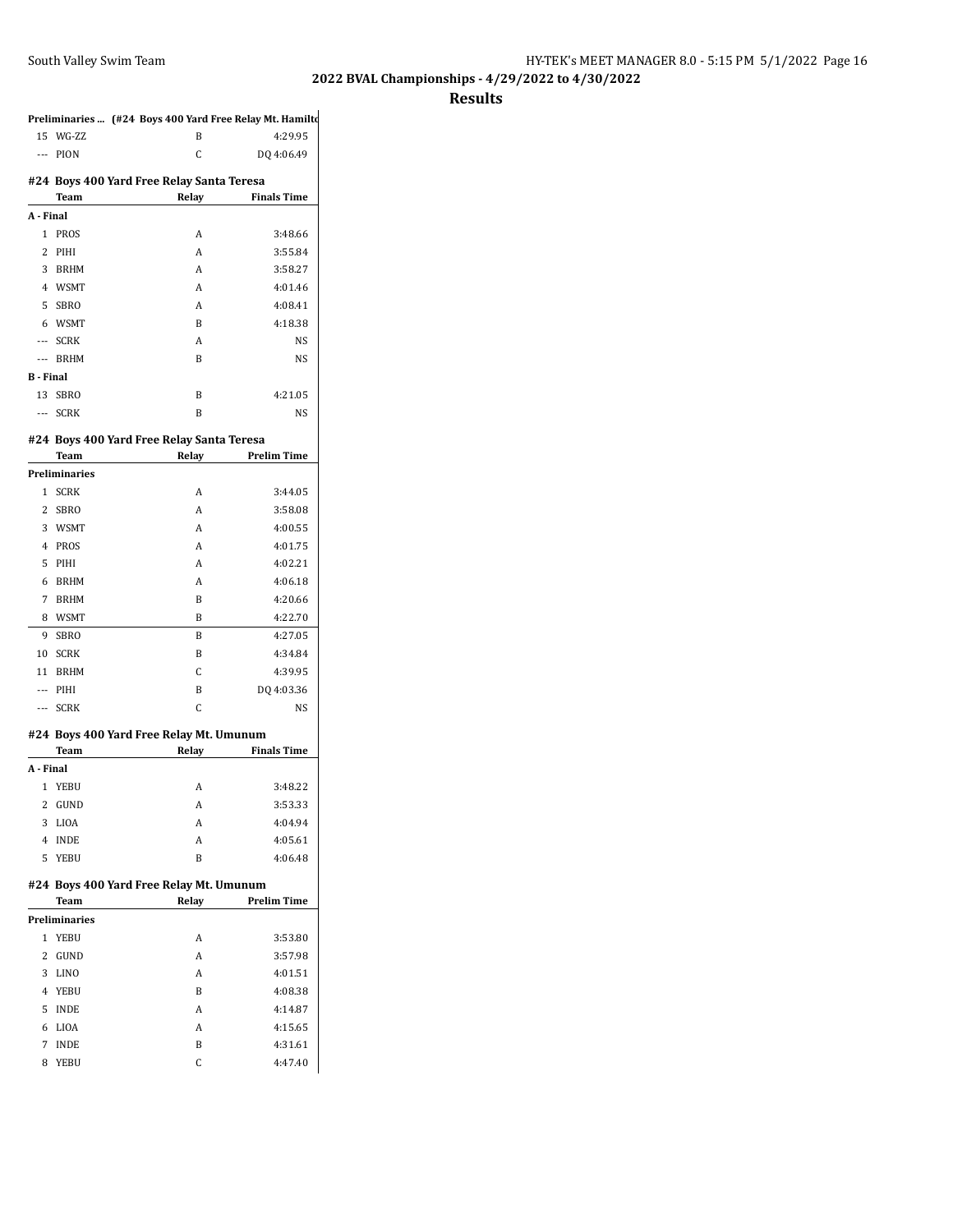## 2022 BVAL Championships - 4/29/2022 to 4/30/2022

## Results

**Preliminaries ... (#24 Boys 400 Yard Free Relay Mt. Hamilton)**

| | | | |
|---|---|---|---|
| 15 | WG-ZZ | B | 4:29.95 |
| --- | PION | C | DQ 4:06.49 |

### #24 Boys 400 Yard Free Relay Santa Teresa

| | Team | Relay | Finals Time |
|---|---|---|---|
| **A - Final** | | | |
| 1 | PROS | A | 3:48.66 |
| 2 | PIHI | A | 3:55.84 |
| 3 | BRHM | A | 3:58.27 |
| 4 | WSMT | A | 4:01.46 |
| 5 | SBRO | A | 4:08.41 |
| 6 | WSMT | B | 4:18.38 |
| --- | SCRK | A | NS |
| --- | BRHM | B | NS |
| **B - Final** | | | |
| 13 | SBRO | B | 4:21.05 |
| --- | SCRK | B | NS |

### #24 Boys 400 Yard Free Relay Santa Teresa

| | Team | Relay | Prelim Time |
|---|---|---|---|
| **Preliminaries** | | | |
| 1 | SCRK | A | 3:44.05 |
| 2 | SBRO | A | 3:58.08 |
| 3 | WSMT | A | 4:00.55 |
| 4 | PROS | A | 4:01.75 |
| 5 | PIHI | A | 4:02.21 |
| 6 | BRHM | A | 4:06.18 |
| 7 | BRHM | B | 4:20.66 |
| 8 | WSMT | B | 4:22.70 |
| 9 | SBRO | B | 4:27.05 |
| 10 | SCRK | B | 4:34.84 |
| 11 | BRHM | C | 4:39.95 |
| --- | PIHI | B | DQ 4:03.36 |
| --- | SCRK | C | NS |

### #24 Boys 400 Yard Free Relay Mt. Umunum

| | Team | Relay | Finals Time |
|---|---|---|---|
| **A - Final** | | | |
| 1 | YEBU | A | 3:48.22 |
| 2 | GUND | A | 3:53.33 |
| 3 | LIOA | A | 4:04.94 |
| 4 | INDE | A | 4:05.61 |
| 5 | YEBU | B | 4:06.48 |

### #24 Boys 400 Yard Free Relay Mt. Umunum

| | Team | Relay | Prelim Time |
|---|---|---|---|
| **Preliminaries** | | | |
| 1 | YEBU | A | 3:53.80 |
| 2 | GUND | A | 3:57.98 |
| 3 | LINO | A | 4:01.51 |
| 4 | YEBU | B | 4:08.38 |
| 5 | INDE | A | 4:14.87 |
| 6 | LIOA | A | 4:15.65 |
| 7 | INDE | B | 4:31.61 |
| 8 | YEBU | C | 4:47.40 |